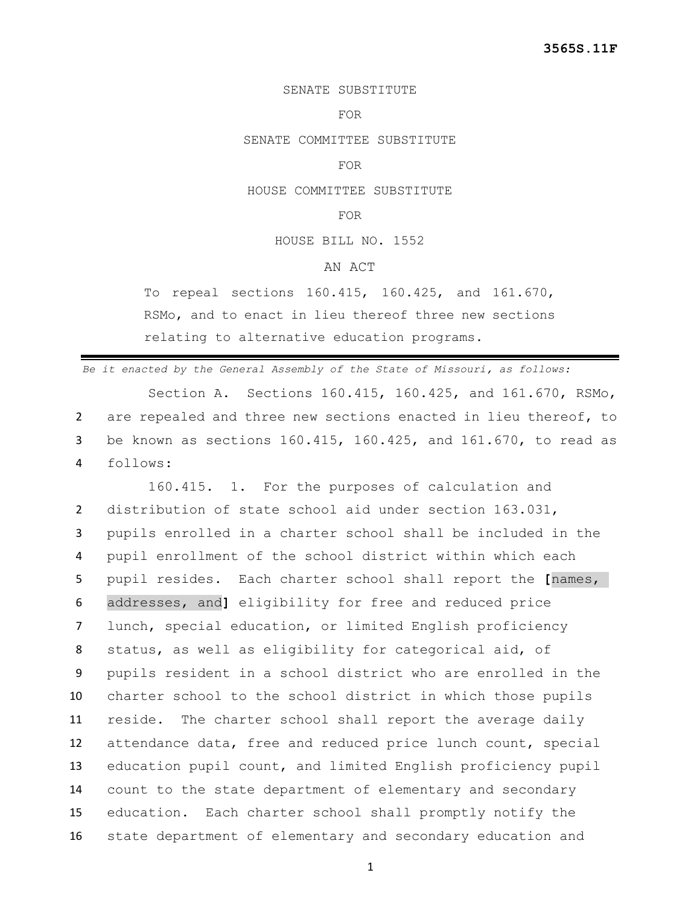3565S.11F

SENATE SUBSTITUTE

FOR

SENATE COMMITTEE SUBSTITUTE

FOR

HOUSE COMMITTEE SUBSTITUTE

FOR

HOUSE BILL NO. 1552

AN ACT

To repeal sections 160.415, 160.425, and 161.670, RSMo, and to enact in lieu thereof three new sections relating to alternative education programs.

---

*Be it enacted by the General Assembly of the State of Missouri, as follows:*

Section A. Sections 160.415, 160.425, and 161.670, RSMo, are repealed and three new sections enacted in lieu thereof, to be known as sections 160.415, 160.425, and 161.670, to read as follows:

160.415. 1. For the purposes of calculation and distribution of state school aid under section 163.031, pupils enrolled in a charter school shall be included in the pupil enrollment of the school district within which each pupil resides. Each charter school shall report the **[**names, addresses, and**]** eligibility for free and reduced price lunch, special education, or limited English proficiency status, as well as eligibility for categorical aid, of pupils resident in a school district who are enrolled in the charter school to the school district in which those pupils reside. The charter school shall report the average daily attendance data, free and reduced price lunch count, special education pupil count, and limited English proficiency pupil count to the state department of elementary and secondary education. Each charter school shall promptly notify the state department of elementary and secondary education and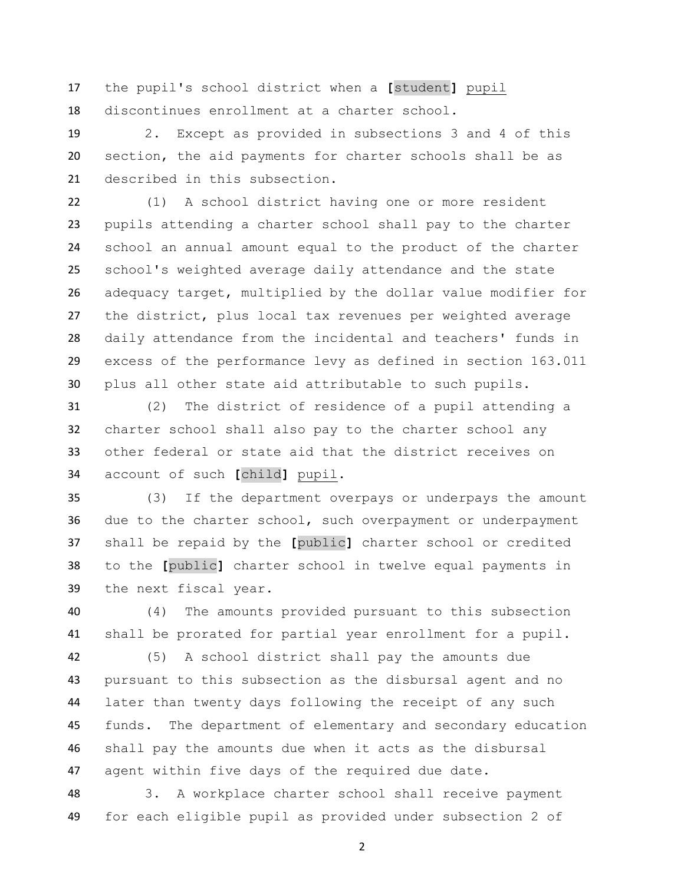17 the pupil's school district when a [student] pupil
18 discontinues enrollment at a charter school.

19 2. Except as provided in subsections 3 and 4 of this
20 section, the aid payments for charter schools shall be as
21 described in this subsection.

22 (1) A school district having one or more resident
23 pupils attending a charter school shall pay to the charter
24 school an annual amount equal to the product of the charter
25 school's weighted average daily attendance and the state
26 adequacy target, multiplied by the dollar value modifier for
27 the district, plus local tax revenues per weighted average
28 daily attendance from the incidental and teachers' funds in
29 excess of the performance levy as defined in section 163.011
30 plus all other state aid attributable to such pupils.

31 (2) The district of residence of a pupil attending a
32 charter school shall also pay to the charter school any
33 other federal or state aid that the district receives on
34 account of such [child] pupil.

35 (3) If the department overpays or underpays the amount
36 due to the charter school, such overpayment or underpayment
37 shall be repaid by the [public] charter school or credited
38 to the [public] charter school in twelve equal payments in
39 the next fiscal year.

40 (4) The amounts provided pursuant to this subsection
41 shall be prorated for partial year enrollment for a pupil.

42 (5) A school district shall pay the amounts due
43 pursuant to this subsection as the disbursal agent and no
44 later than twenty days following the receipt of any such
45 funds. The department of elementary and secondary education
46 shall pay the amounts due when it acts as the disbursal
47 agent within five days of the required due date.

48 3. A workplace charter school shall receive payment
49 for each eligible pupil as provided under subsection 2 of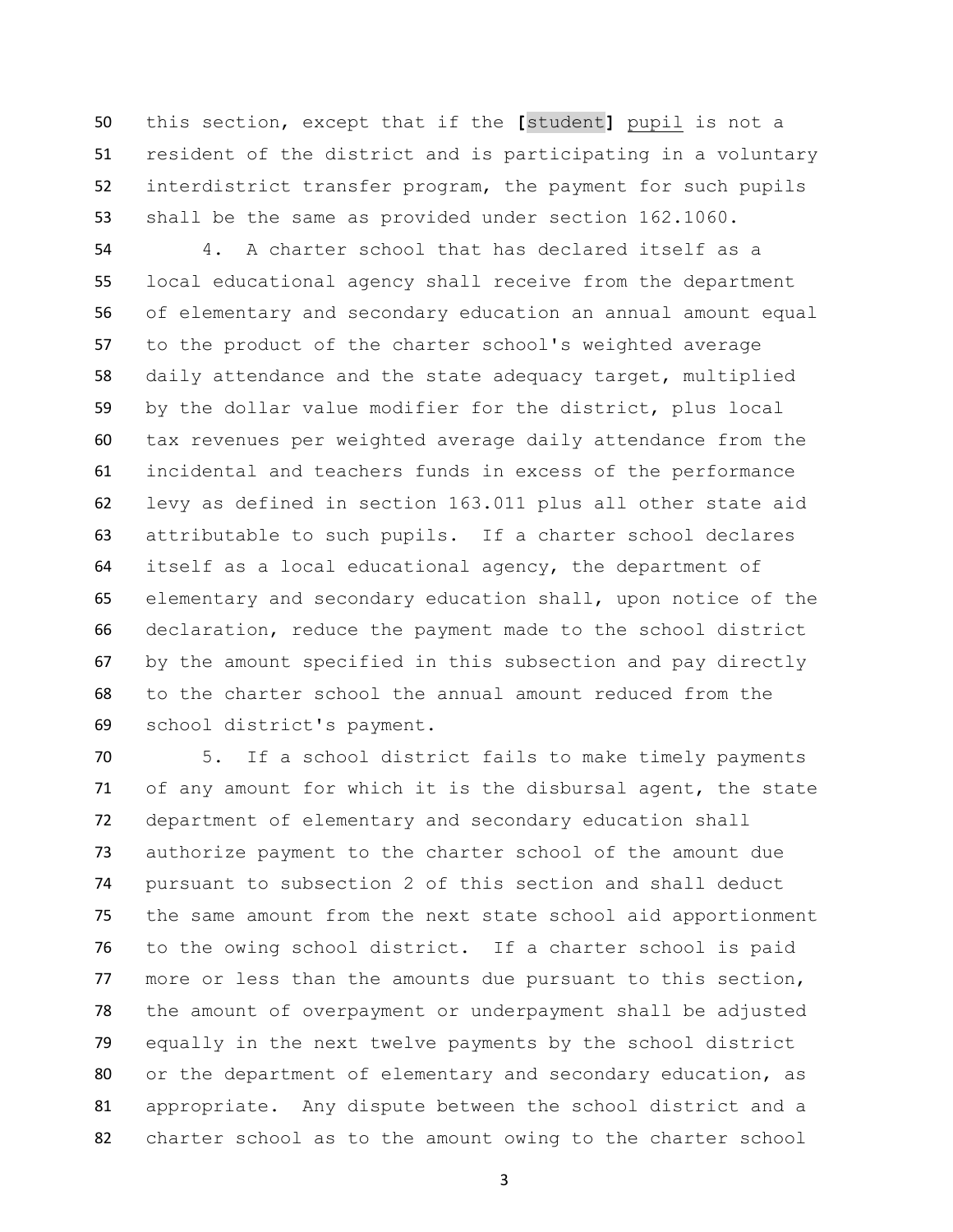this section, except that if the [student] <u>pupil</u> is not a resident of the district and is participating in a voluntary interdistrict transfer program, the payment for such pupils shall be the same as provided under section 162.1060.

4. A charter school that has declared itself as a local educational agency shall receive from the department of elementary and secondary education an annual amount equal to the product of the charter school's weighted average daily attendance and the state adequacy target, multiplied by the dollar value modifier for the district, plus local tax revenues per weighted average daily attendance from the incidental and teachers funds in excess of the performance levy as defined in section 163.011 plus all other state aid attributable to such pupils. If a charter school declares itself as a local educational agency, the department of elementary and secondary education shall, upon notice of the declaration, reduce the payment made to the school district by the amount specified in this subsection and pay directly to the charter school the annual amount reduced from the school district's payment.

5. If a school district fails to make timely payments of any amount for which it is the disbursal agent, the state department of elementary and secondary education shall authorize payment to the charter school of the amount due pursuant to subsection 2 of this section and shall deduct the same amount from the next state school aid apportionment to the owing school district. If a charter school is paid more or less than the amounts due pursuant to this section, the amount of overpayment or underpayment shall be adjusted equally in the next twelve payments by the school district or the department of elementary and secondary education, as appropriate. Any dispute between the school district and a charter school as to the amount owing to the charter school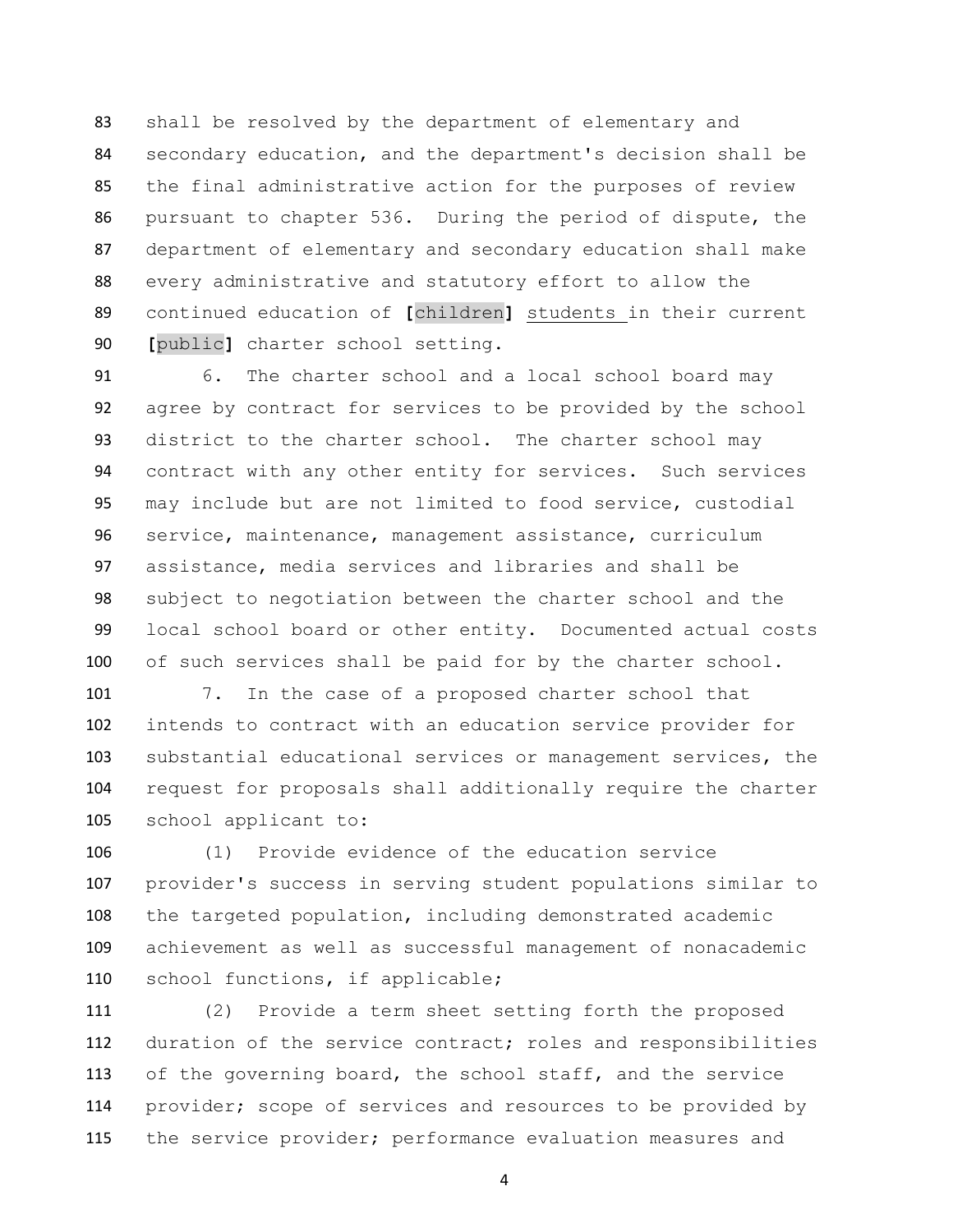shall be resolved by the department of elementary and secondary education, and the department's decision shall be the final administrative action for the purposes of review pursuant to chapter 536. During the period of dispute, the department of elementary and secondary education shall make every administrative and statutory effort to allow the continued education of [children] students in their current [public] charter school setting.

6. The charter school and a local school board may agree by contract for services to be provided by the school district to the charter school. The charter school may contract with any other entity for services. Such services may include but are not limited to food service, custodial service, maintenance, management assistance, curriculum assistance, media services and libraries and shall be subject to negotiation between the charter school and the local school board or other entity. Documented actual costs of such services shall be paid for by the charter school.

7. In the case of a proposed charter school that intends to contract with an education service provider for substantial educational services or management services, the request for proposals shall additionally require the charter school applicant to:

(1) Provide evidence of the education service provider's success in serving student populations similar to the targeted population, including demonstrated academic achievement as well as successful management of nonacademic school functions, if applicable;

(2) Provide a term sheet setting forth the proposed duration of the service contract; roles and responsibilities of the governing board, the school staff, and the service provider; scope of services and resources to be provided by the service provider; performance evaluation measures and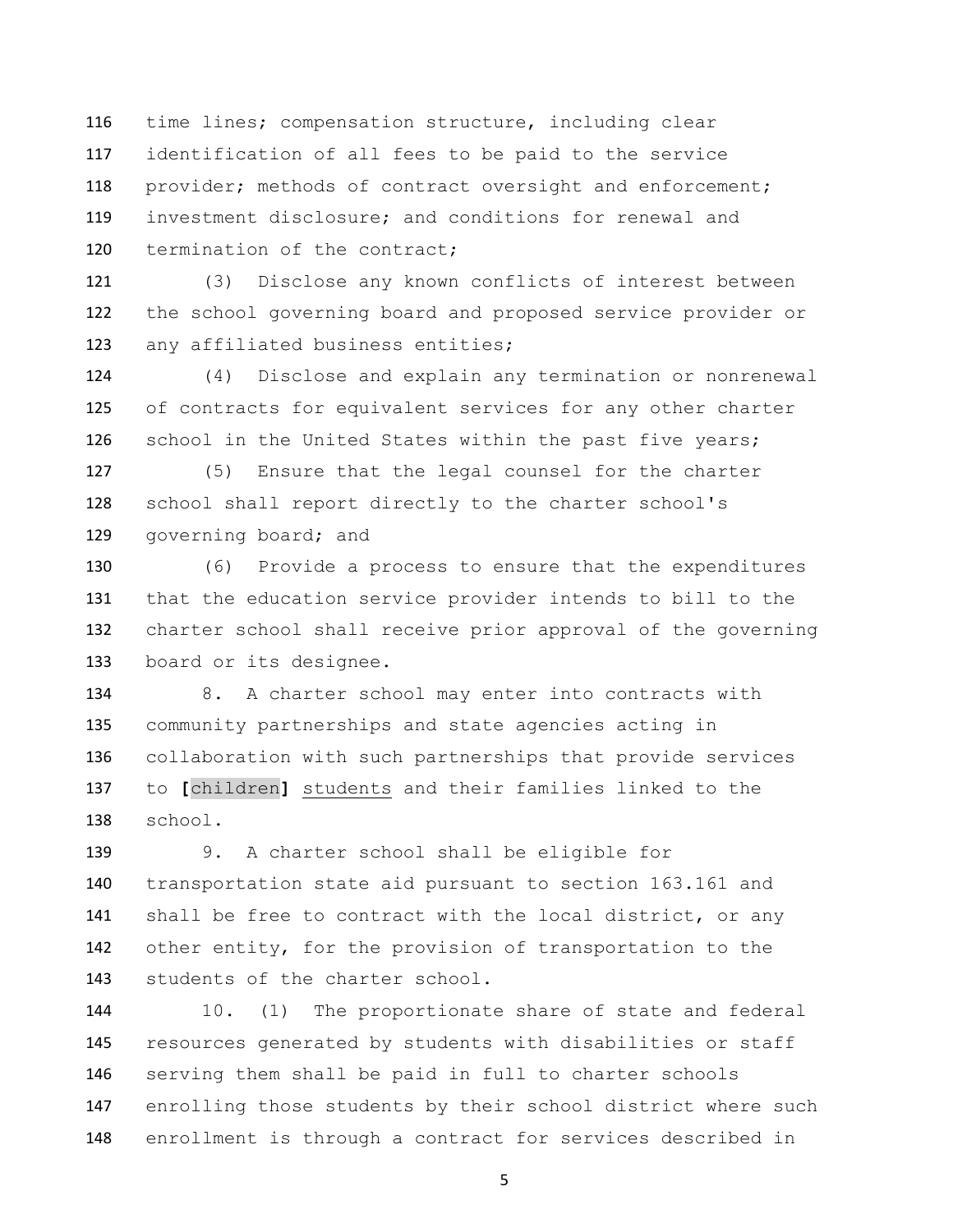time lines; compensation structure, including clear identification of all fees to be paid to the service provider; methods of contract oversight and enforcement; investment disclosure; and conditions for renewal and termination of the contract;

(3) Disclose any known conflicts of interest between the school governing board and proposed service provider or any affiliated business entities;

(4) Disclose and explain any termination or nonrenewal of contracts for equivalent services for any other charter school in the United States within the past five years;

(5) Ensure that the legal counsel for the charter school shall report directly to the charter school's governing board; and

(6) Provide a process to ensure that the expenditures that the education service provider intends to bill to the charter school shall receive prior approval of the governing board or its designee.

8. A charter school may enter into contracts with community partnerships and state agencies acting in collaboration with such partnerships that provide services to **[**children**]** <u>students</u> and their families linked to the school.

9. A charter school shall be eligible for transportation state aid pursuant to section 163.161 and shall be free to contract with the local district, or any other entity, for the provision of transportation to the students of the charter school.

10. (1) The proportionate share of state and federal resources generated by students with disabilities or staff serving them shall be paid in full to charter schools enrolling those students by their school district where such enrollment is through a contract for services described in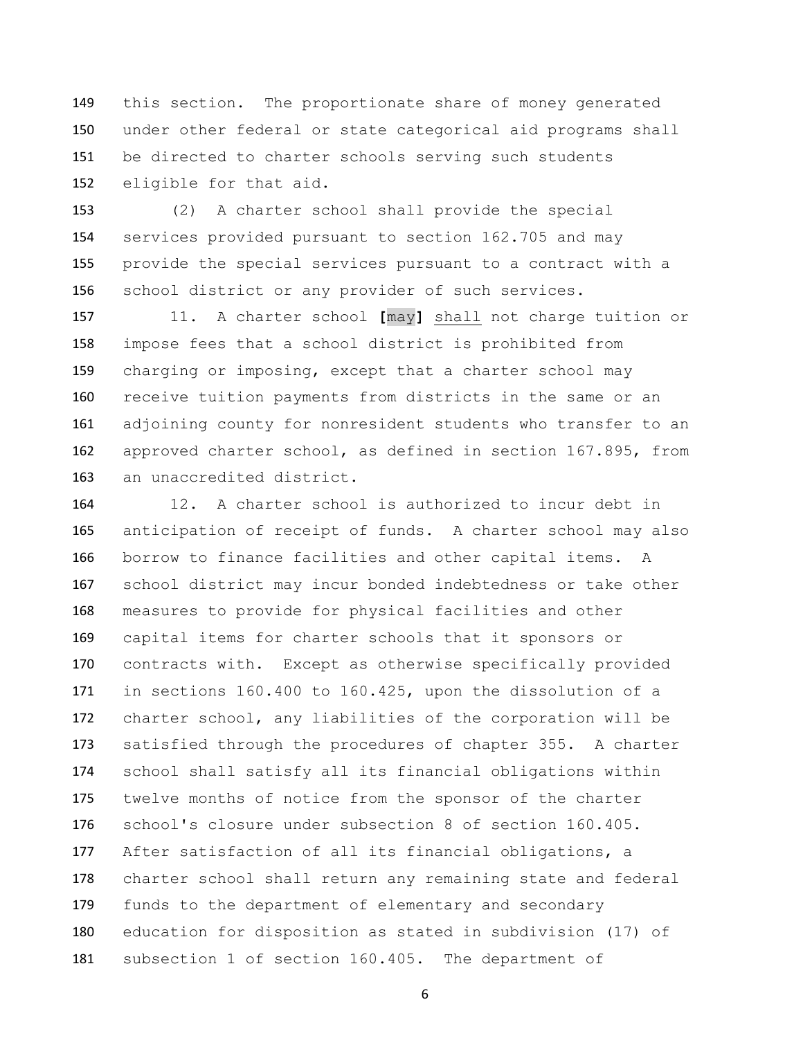this section. The proportionate share of money generated under other federal or state categorical aid programs shall be directed to charter schools serving such students eligible for that aid.

(2) A charter school shall provide the special services provided pursuant to section 162.705 and may provide the special services pursuant to a contract with a school district or any provider of such services.

11. A charter school **[**may**]** <u>shall</u> not charge tuition or impose fees that a school district is prohibited from charging or imposing, except that a charter school may receive tuition payments from districts in the same or an adjoining county for nonresident students who transfer to an approved charter school, as defined in section 167.895, from an unaccredited district.

12. A charter school is authorized to incur debt in anticipation of receipt of funds. A charter school may also borrow to finance facilities and other capital items. A school district may incur bonded indebtedness or take other measures to provide for physical facilities and other capital items for charter schools that it sponsors or contracts with. Except as otherwise specifically provided in sections 160.400 to 160.425, upon the dissolution of a charter school, any liabilities of the corporation will be satisfied through the procedures of chapter 355. A charter school shall satisfy all its financial obligations within twelve months of notice from the sponsor of the charter school's closure under subsection 8 of section 160.405. After satisfaction of all its financial obligations, a charter school shall return any remaining state and federal funds to the department of elementary and secondary education for disposition as stated in subdivision (17) of subsection 1 of section 160.405. The department of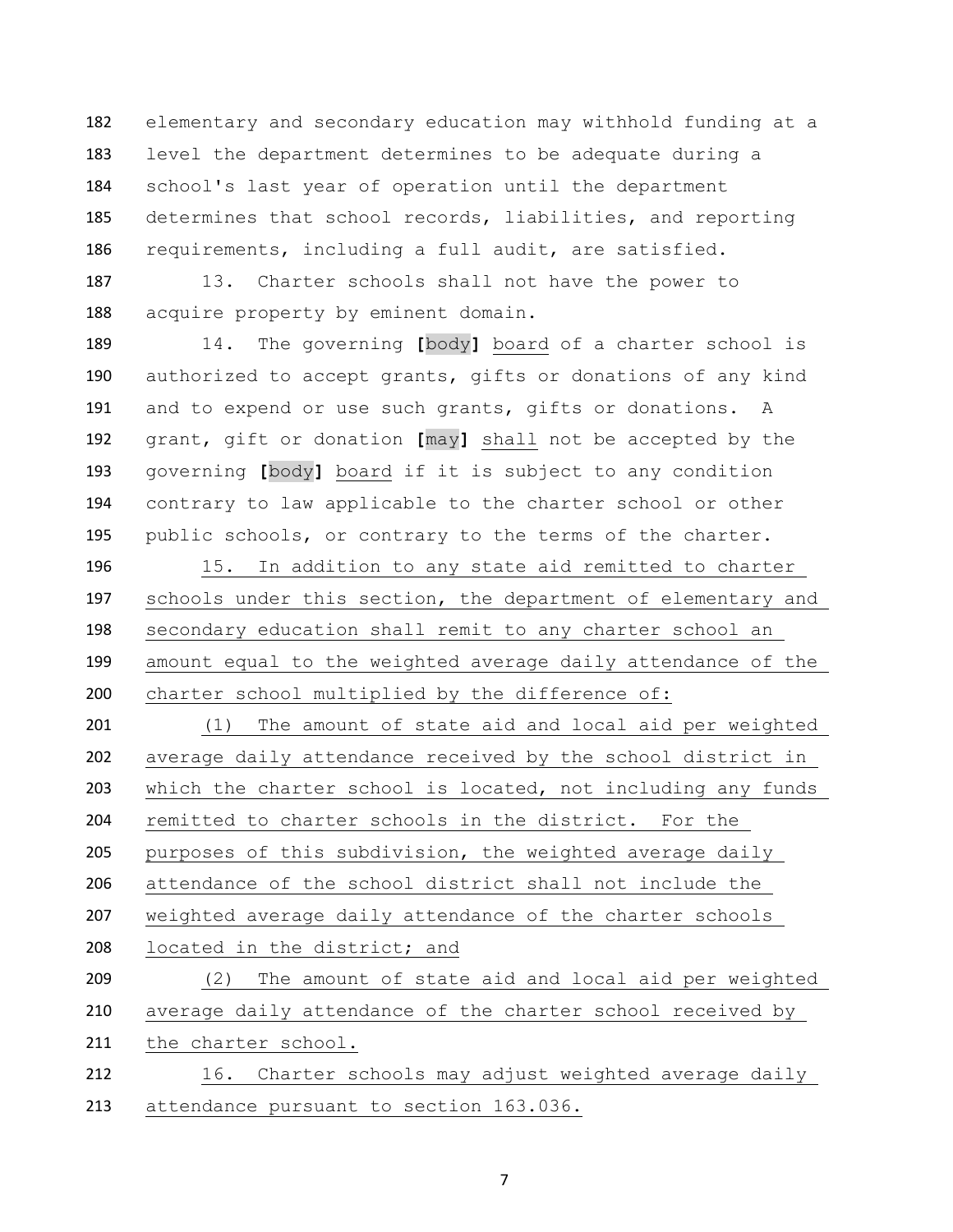elementary and secondary education may withhold funding at a level the department determines to be adequate during a school's last year of operation until the department determines that school records, liabilities, and reporting requirements, including a full audit, are satisfied.

13. Charter schools shall not have the power to acquire property by eminent domain.

14. The governing **[**body**]** board of a charter school is authorized to accept grants, gifts or donations of any kind and to expend or use such grants, gifts or donations. A grant, gift or donation **[**may**]** shall not be accepted by the governing **[**body**]** board if it is subject to any condition contrary to law applicable to the charter school or other public schools, or contrary to the terms of the charter.

15. In addition to any state aid remitted to charter schools under this section, the department of elementary and secondary education shall remit to any charter school an amount equal to the weighted average daily attendance of the charter school multiplied by the difference of:

(1) The amount of state aid and local aid per weighted average daily attendance received by the school district in which the charter school is located, not including any funds remitted to charter schools in the district. For the purposes of this subdivision, the weighted average daily attendance of the school district shall not include the weighted average daily attendance of the charter schools located in the district; and

(2) The amount of state aid and local aid per weighted average daily attendance of the charter school received by the charter school.

16. Charter schools may adjust weighted average daily attendance pursuant to section 163.036.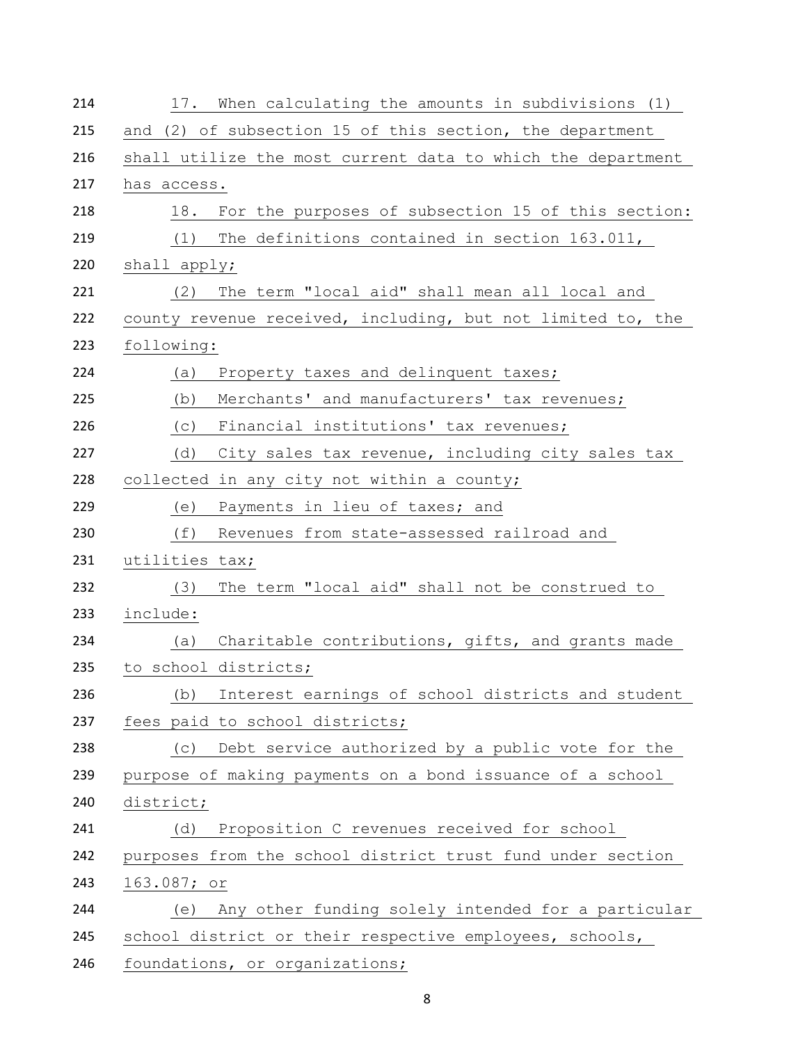17. When calculating the amounts in subdivisions (1) and (2) of subsection 15 of this section, the department shall utilize the most current data to which the department has access.

18. For the purposes of subsection 15 of this section:

(1) The definitions contained in section 163.011, shall apply;

(2) The term "local aid" shall mean all local and county revenue received, including, but not limited to, the following:

(a) Property taxes and delinquent taxes;

(b) Merchants' and manufacturers' tax revenues;

(c) Financial institutions' tax revenues;

(d) City sales tax revenue, including city sales tax collected in any city not within a county;

(e) Payments in lieu of taxes; and

(f) Revenues from state-assessed railroad and utilities tax;

(3) The term "local aid" shall not be construed to include:

(a) Charitable contributions, gifts, and grants made to school districts;

(b) Interest earnings of school districts and student fees paid to school districts;

(c) Debt service authorized by a public vote for the purpose of making payments on a bond issuance of a school district;

(d) Proposition C revenues received for school purposes from the school district trust fund under section 163.087; or

(e) Any other funding solely intended for a particular school district or their respective employees, schools, foundations, or organizations;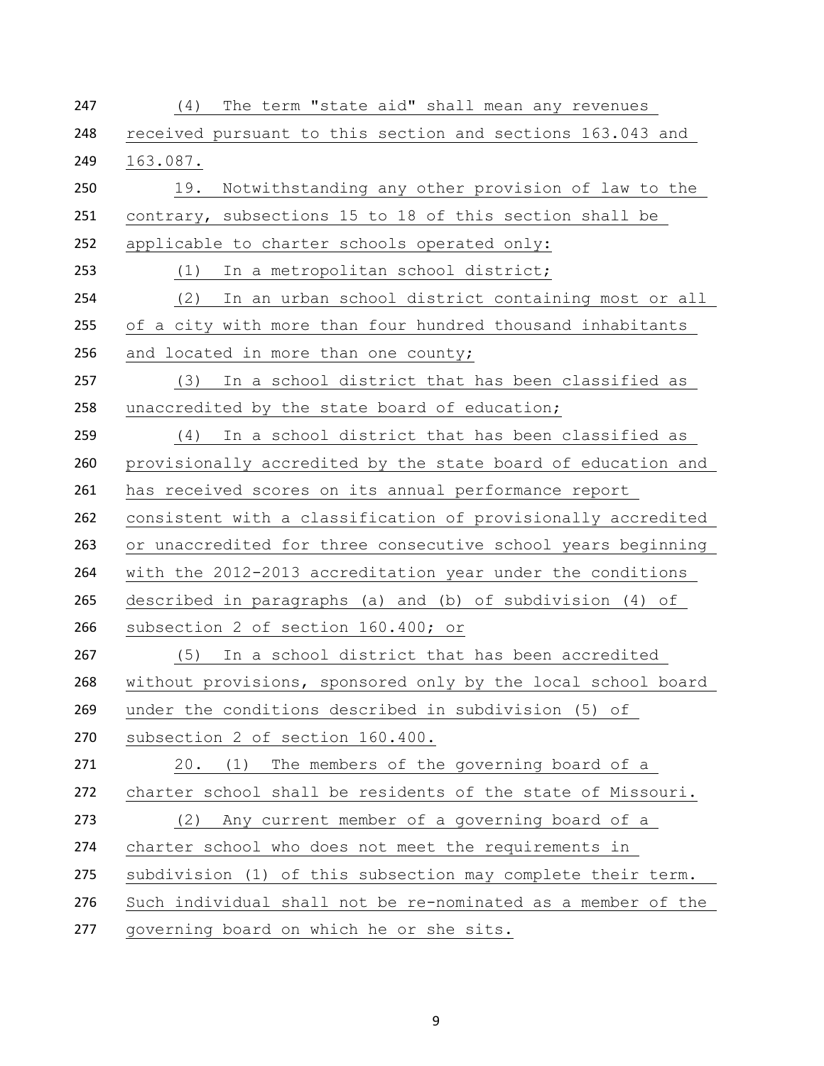(4) The term "state aid" shall mean any revenues received pursuant to this section and sections 163.043 and 163.087.

19. Notwithstanding any other provision of law to the contrary, subsections 15 to 18 of this section shall be applicable to charter schools operated only:

(1) In a metropolitan school district;

(2) In an urban school district containing most or all of a city with more than four hundred thousand inhabitants and located in more than one county;

(3) In a school district that has been classified as unaccredited by the state board of education;

(4) In a school district that has been classified as provisionally accredited by the state board of education and has received scores on its annual performance report consistent with a classification of provisionally accredited or unaccredited for three consecutive school years beginning with the 2012-2013 accreditation year under the conditions described in paragraphs (a) and (b) of subdivision (4) of subsection 2 of section 160.400; or

(5) In a school district that has been accredited without provisions, sponsored only by the local school board under the conditions described in subdivision (5) of subsection 2 of section 160.400.

20. (1) The members of the governing board of a charter school shall be residents of the state of Missouri.

(2) Any current member of a governing board of a charter school who does not meet the requirements in subdivision (1) of this subsection may complete their term. Such individual shall not be re-nominated as a member of the governing board on which he or she sits.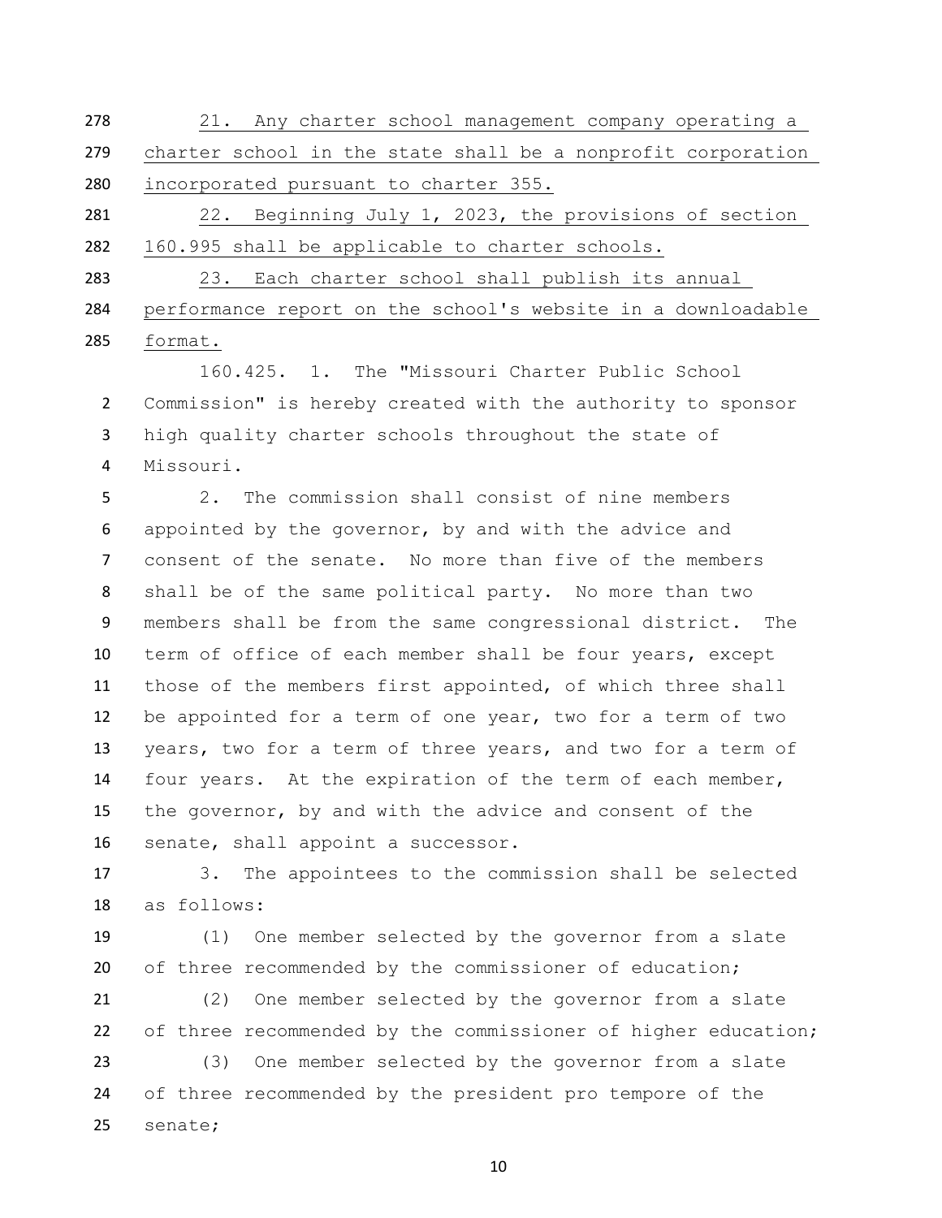21. Any charter school management company operating a charter school in the state shall be a nonprofit corporation incorporated pursuant to charter 355.

22. Beginning July 1, 2023, the provisions of section 160.995 shall be applicable to charter schools.

23. Each charter school shall publish its annual performance report on the school's website in a downloadable format.

160.425. 1. The "Missouri Charter Public School Commission" is hereby created with the authority to sponsor high quality charter schools throughout the state of Missouri.

2. The commission shall consist of nine members appointed by the governor, by and with the advice and consent of the senate. No more than five of the members shall be of the same political party. No more than two members shall be from the same congressional district. The term of office of each member shall be four years, except those of the members first appointed, of which three shall be appointed for a term of one year, two for a term of two years, two for a term of three years, and two for a term of four years. At the expiration of the term of each member, the governor, by and with the advice and consent of the senate, shall appoint a successor.

3. The appointees to the commission shall be selected as follows:

(1) One member selected by the governor from a slate of three recommended by the commissioner of education;

(2) One member selected by the governor from a slate of three recommended by the commissioner of higher education;

(3) One member selected by the governor from a slate of three recommended by the president pro tempore of the senate;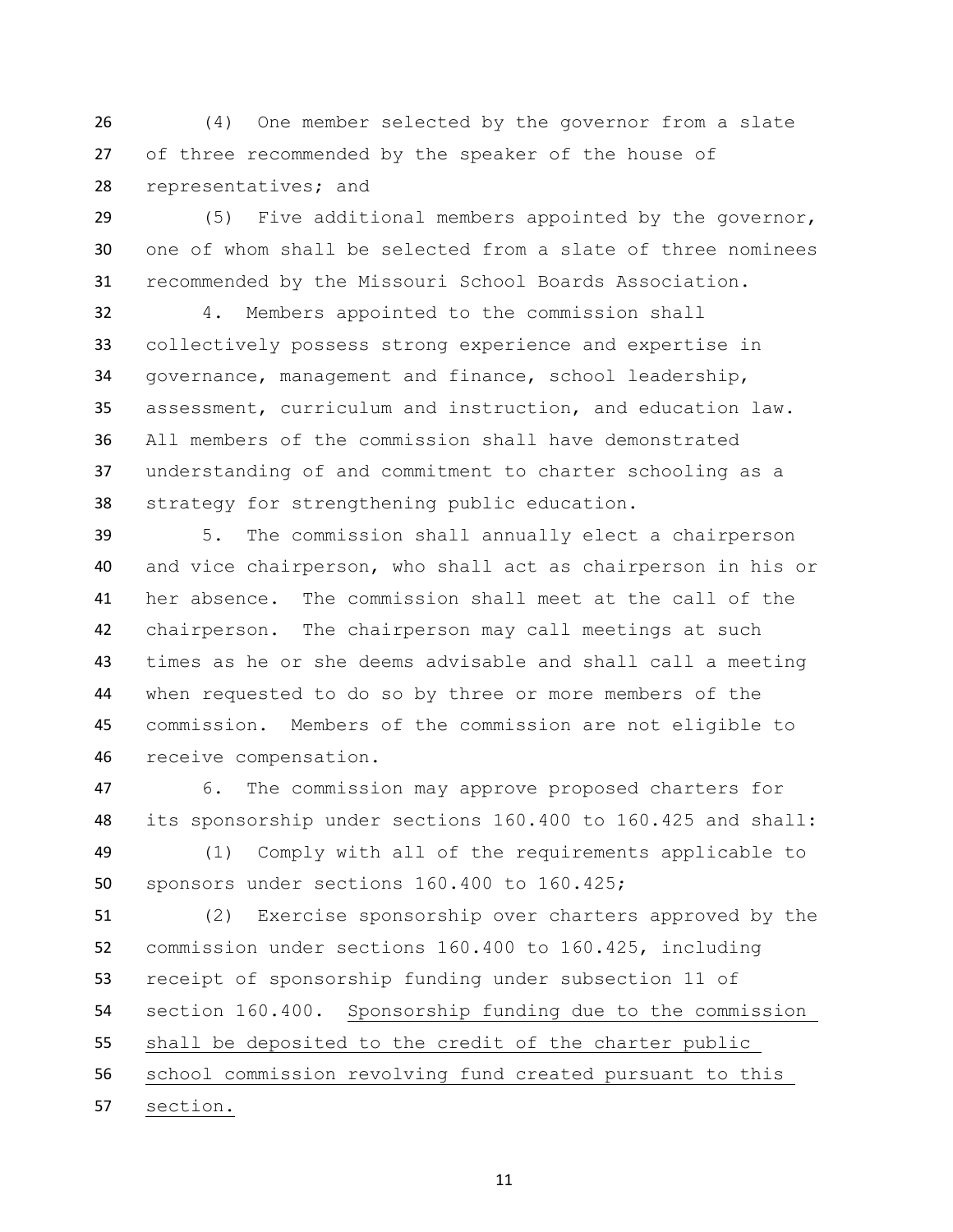(4) One member selected by the governor from a slate of three recommended by the speaker of the house of representatives; and

(5) Five additional members appointed by the governor, one of whom shall be selected from a slate of three nominees recommended by the Missouri School Boards Association.

4. Members appointed to the commission shall collectively possess strong experience and expertise in governance, management and finance, school leadership, assessment, curriculum and instruction, and education law. All members of the commission shall have demonstrated understanding of and commitment to charter schooling as a strategy for strengthening public education.

5. The commission shall annually elect a chairperson and vice chairperson, who shall act as chairperson in his or her absence. The commission shall meet at the call of the chairperson. The chairperson may call meetings at such times as he or she deems advisable and shall call a meeting when requested to do so by three or more members of the commission. Members of the commission are not eligible to receive compensation.

6. The commission may approve proposed charters for its sponsorship under sections 160.400 to 160.425 and shall:

(1) Comply with all of the requirements applicable to sponsors under sections 160.400 to 160.425;

(2) Exercise sponsorship over charters approved by the commission under sections 160.400 to 160.425, including receipt of sponsorship funding under subsection 11 of section 160.400. <u>Sponsorship funding due to the commission shall be deposited to the credit of the charter public school commission revolving fund created pursuant to this section.</u>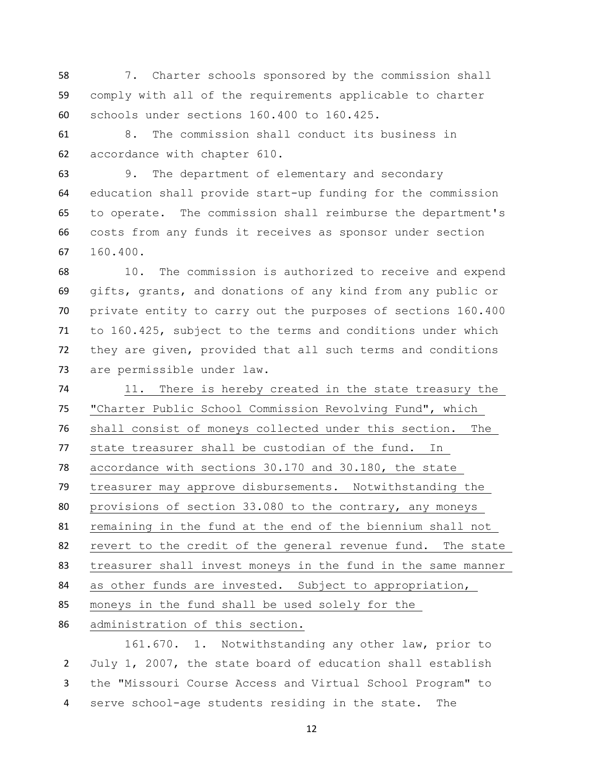7. Charter schools sponsored by the commission shall comply with all of the requirements applicable to charter schools under sections 160.400 to 160.425.

8. The commission shall conduct its business in accordance with chapter 610.

9. The department of elementary and secondary education shall provide start-up funding for the commission to operate. The commission shall reimburse the department's costs from any funds it receives as sponsor under section 160.400.

10. The commission is authorized to receive and expend gifts, grants, and donations of any kind from any public or private entity to carry out the purposes of sections 160.400 to 160.425, subject to the terms and conditions under which they are given, provided that all such terms and conditions are permissible under law.

<u>11. There is hereby created in the state treasury the "Charter Public School Commission Revolving Fund", which shall consist of moneys collected under this section. The state treasurer shall be custodian of the fund. In accordance with sections 30.170 and 30.180, the state treasurer may approve disbursements. Notwithstanding the provisions of section 33.080 to the contrary, any moneys remaining in the fund at the end of the biennium shall not revert to the credit of the general revenue fund. The state treasurer shall invest moneys in the fund in the same manner as other funds are invested. Subject to appropriation, moneys in the fund shall be used solely for the administration of this section.</u>

161.670. 1. Notwithstanding any other law, prior to July 1, 2007, the state board of education shall establish the "Missouri Course Access and Virtual School Program" to serve school-age students residing in the state. The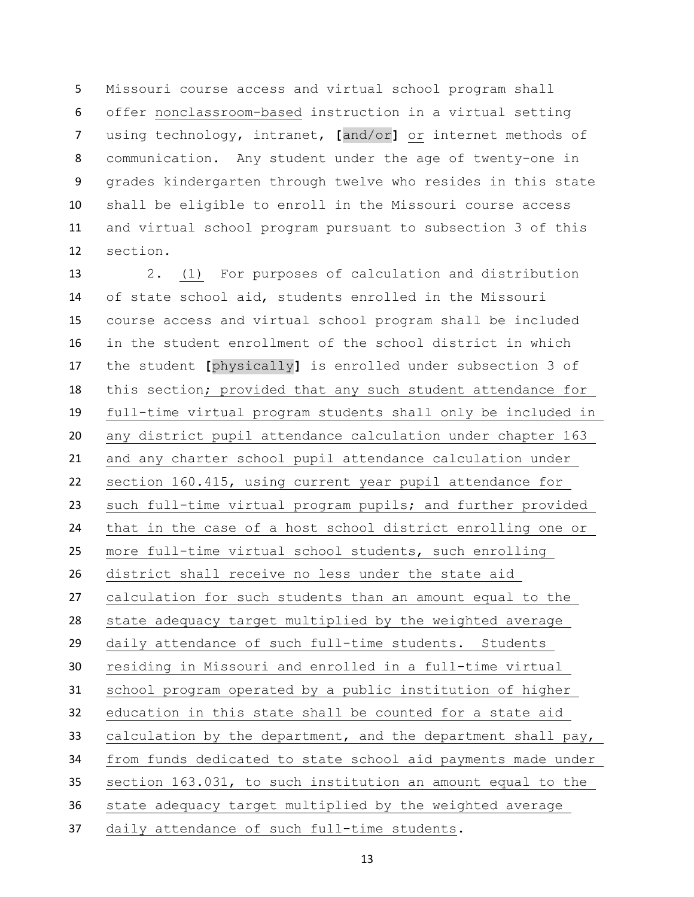Missouri course access and virtual school program shall offer nonclassroom-based instruction in a virtual setting using technology, intranet, [and/or] or internet methods of communication. Any student under the age of twenty-one in grades kindergarten through twelve who resides in this state shall be eligible to enroll in the Missouri course access and virtual school program pursuant to subsection 3 of this section.

2. (1) For purposes of calculation and distribution of state school aid, students enrolled in the Missouri course access and virtual school program shall be included in the student enrollment of the school district in which the student [physically] is enrolled under subsection 3 of this section; provided that any such student attendance for full-time virtual program students shall only be included in any district pupil attendance calculation under chapter 163 and any charter school pupil attendance calculation under section 160.415, using current year pupil attendance for such full-time virtual program pupils; and further provided that in the case of a host school district enrolling one or more full-time virtual school students, such enrolling district shall receive no less under the state aid calculation for such students than an amount equal to the state adequacy target multiplied by the weighted average daily attendance of such full-time students. Students residing in Missouri and enrolled in a full-time virtual school program operated by a public institution of higher education in this state shall be counted for a state aid calculation by the department, and the department shall pay, from funds dedicated to state school aid payments made under section 163.031, to such institution an amount equal to the state adequacy target multiplied by the weighted average daily attendance of such full-time students.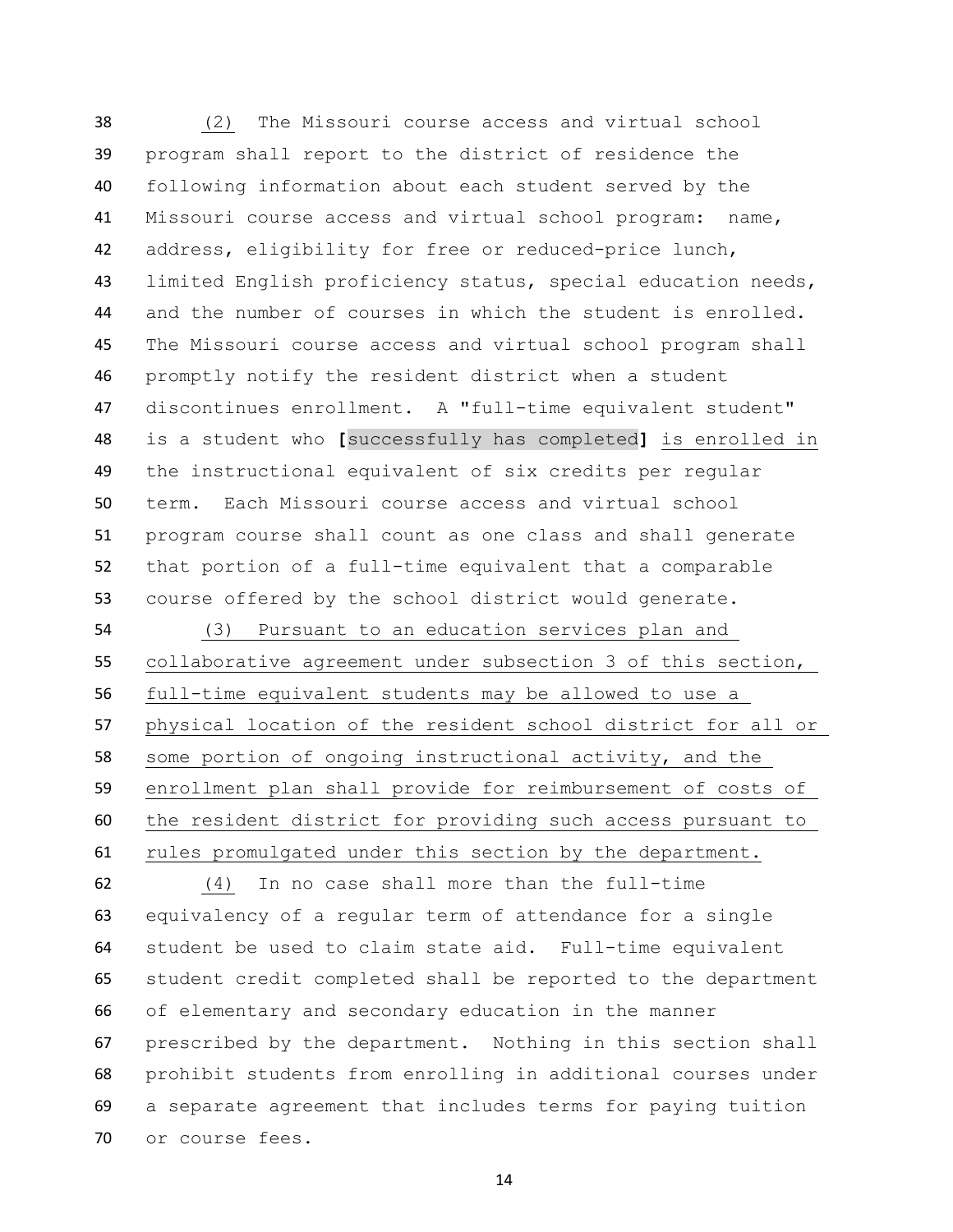(2) The Missouri course access and virtual school program shall report to the district of residence the following information about each student served by the Missouri course access and virtual school program: name, address, eligibility for free or reduced-price lunch, limited English proficiency status, special education needs, and the number of courses in which the student is enrolled. The Missouri course access and virtual school program shall promptly notify the resident district when a student discontinues enrollment. A "full-time equivalent student" is a student who [successfully has completed] is enrolled in the instructional equivalent of six credits per regular term. Each Missouri course access and virtual school program course shall count as one class and shall generate that portion of a full-time equivalent that a comparable course offered by the school district would generate.

(3) Pursuant to an education services plan and collaborative agreement under subsection 3 of this section, full-time equivalent students may be allowed to use a physical location of the resident school district for all or some portion of ongoing instructional activity, and the enrollment plan shall provide for reimbursement of costs of the resident district for providing such access pursuant to rules promulgated under this section by the department.

(4) In no case shall more than the full-time equivalency of a regular term of attendance for a single student be used to claim state aid. Full-time equivalent student credit completed shall be reported to the department of elementary and secondary education in the manner prescribed by the department. Nothing in this section shall prohibit students from enrolling in additional courses under a separate agreement that includes terms for paying tuition or course fees.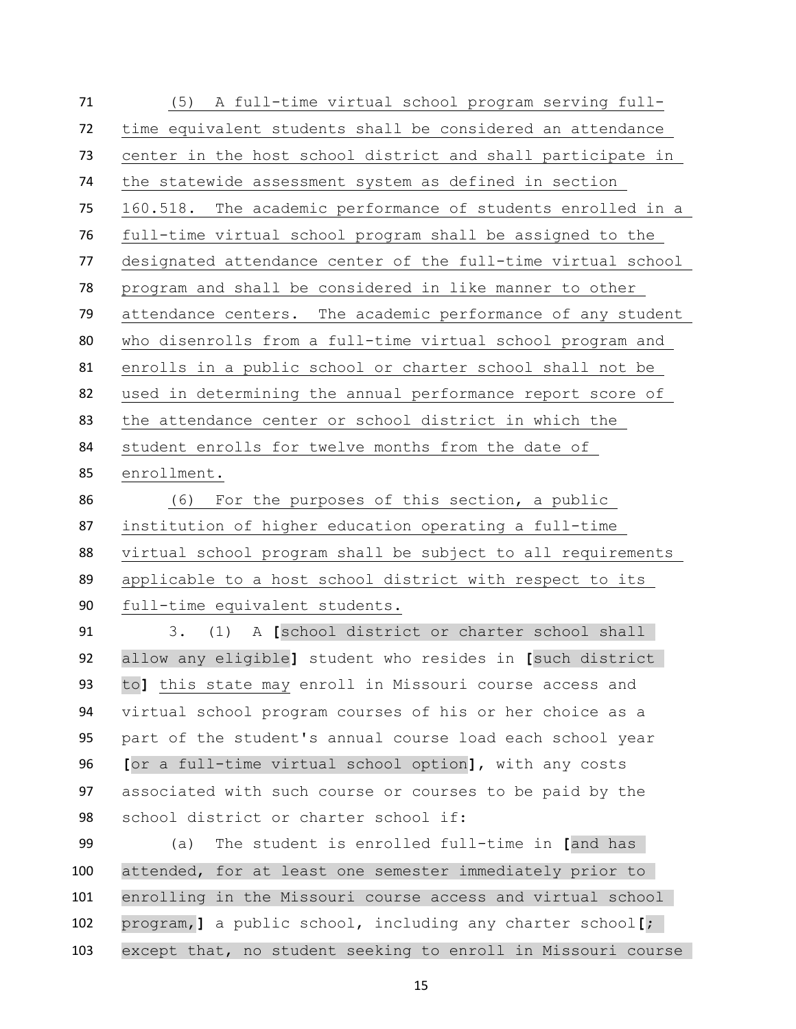(5) A full-time virtual school program serving full-time equivalent students shall be considered an attendance center in the host school district and shall participate in the statewide assessment system as defined in section 160.518. The academic performance of students enrolled in a full-time virtual school program shall be assigned to the designated attendance center of the full-time virtual school program and shall be considered in like manner to other attendance centers. The academic performance of any student who disenrolls from a full-time virtual school program and enrolls in a public school or charter school shall not be used in determining the annual performance report score of the attendance center or school district in which the student enrolls for twelve months from the date of enrollment.

(6) For the purposes of this section, a public institution of higher education operating a full-time virtual school program shall be subject to all requirements applicable to a host school district with respect to its full-time equivalent students.

3. (1) A [school district or charter school shall allow any eligible] student who resides in [such district to] this state may enroll in Missouri course access and virtual school program courses of his or her choice as a part of the student's annual course load each school year [or a full-time virtual school option], with any costs associated with such course or courses to be paid by the school district or charter school if:

(a) The student is enrolled full-time in [and has attended, for at least one semester immediately prior to enrolling in the Missouri course access and virtual school program,] a public school, including any charter school[; except that, no student seeking to enroll in Missouri course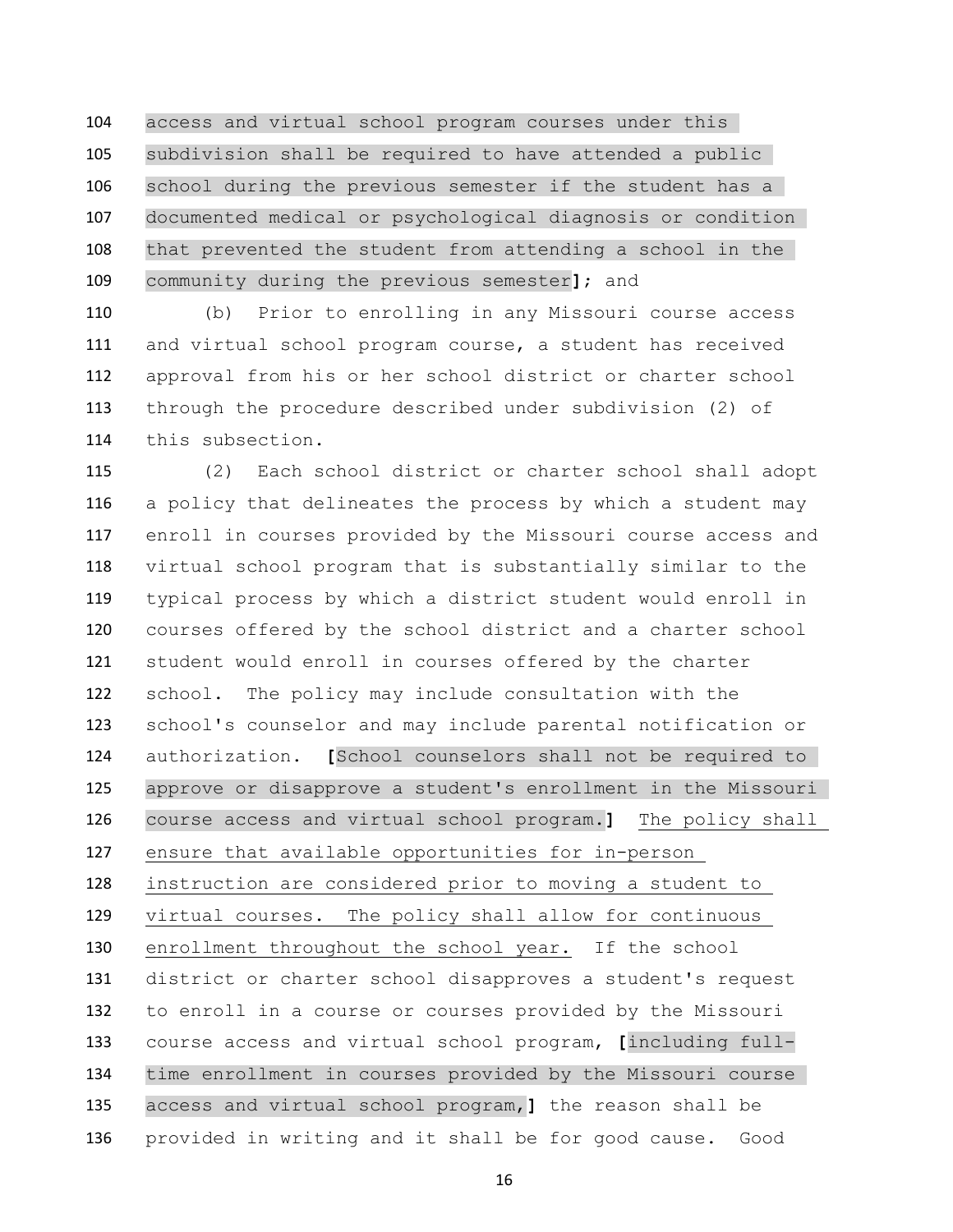access and virtual school program courses under this subdivision shall be required to have attended a public school during the previous semester if the student has a documented medical or psychological diagnosis or condition that prevented the student from attending a school in the community during the previous semester**]**; and

(b) Prior to enrolling in any Missouri course access and virtual school program course, a student has received approval from his or her school district or charter school through the procedure described under subdivision (2) of this subsection.

(2) Each school district or charter school shall adopt a policy that delineates the process by which a student may enroll in courses provided by the Missouri course access and virtual school program that is substantially similar to the typical process by which a district student would enroll in courses offered by the school district and a charter school student would enroll in courses offered by the charter school. The policy may include consultation with the school's counselor and may include parental notification or authorization. **[**School counselors shall not be required to approve or disapprove a student's enrollment in the Missouri course access and virtual school program.**]** <u>The policy shall ensure that available opportunities for in-person instruction are considered prior to moving a student to virtual courses. The policy shall allow for continuous enrollment throughout the school year.</u> If the school district or charter school disapproves a student's request to enroll in a course or courses provided by the Missouri course access and virtual school program, **[**including full-time enrollment in courses provided by the Missouri course access and virtual school program,**]** the reason shall be provided in writing and it shall be for good cause. Good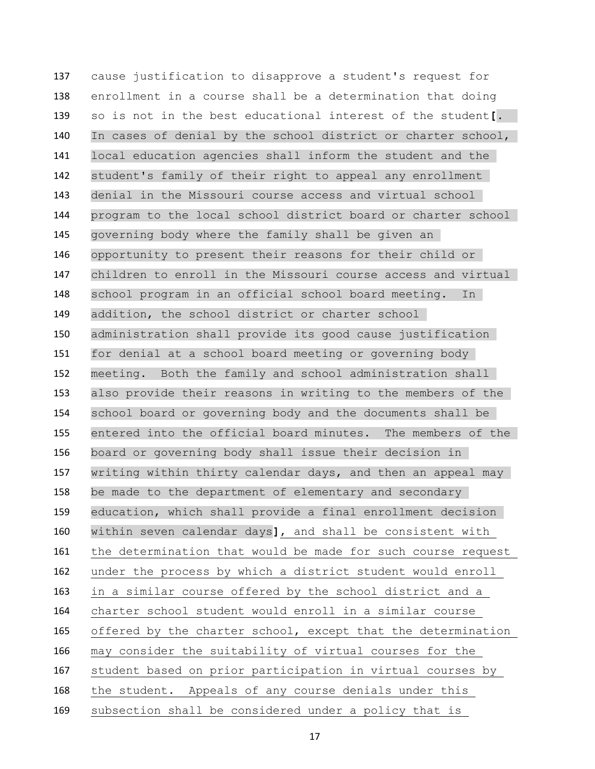137 cause justification to disapprove a student's request for
138 enrollment in a course shall be a determination that doing
139 so is not in the best educational interest of the student[.
140 In cases of denial by the school district or charter school,
141 local education agencies shall inform the student and the
142 student's family of their right to appeal any enrollment
143 denial in the Missouri course access and virtual school
144 program to the local school district board or charter school
145 governing body where the family shall be given an
146 opportunity to present their reasons for their child or
147 children to enroll in the Missouri course access and virtual
148 school program in an official school board meeting. In
149 addition, the school district or charter school
150 administration shall provide its good cause justification
151 for denial at a school board meeting or governing body
152 meeting. Both the family and school administration shall
153 also provide their reasons in writing to the members of the
154 school board or governing body and the documents shall be
155 entered into the official board minutes. The members of the
156 board or governing body shall issue their decision in
157 writing within thirty calendar days, and then an appeal may
158 be made to the department of elementary and secondary
159 education, which shall provide a final enrollment decision
160 within seven calendar days], and shall be consistent with
161 the determination that would be made for such course request
162 under the process by which a district student would enroll
163 in a similar course offered by the school district and a
164 charter school student would enroll in a similar course
165 offered by the charter school, except that the determination
166 may consider the suitability of virtual courses for the
167 student based on prior participation in virtual courses by
168 the student. Appeals of any course denials under this
169 subsection shall be considered under a policy that is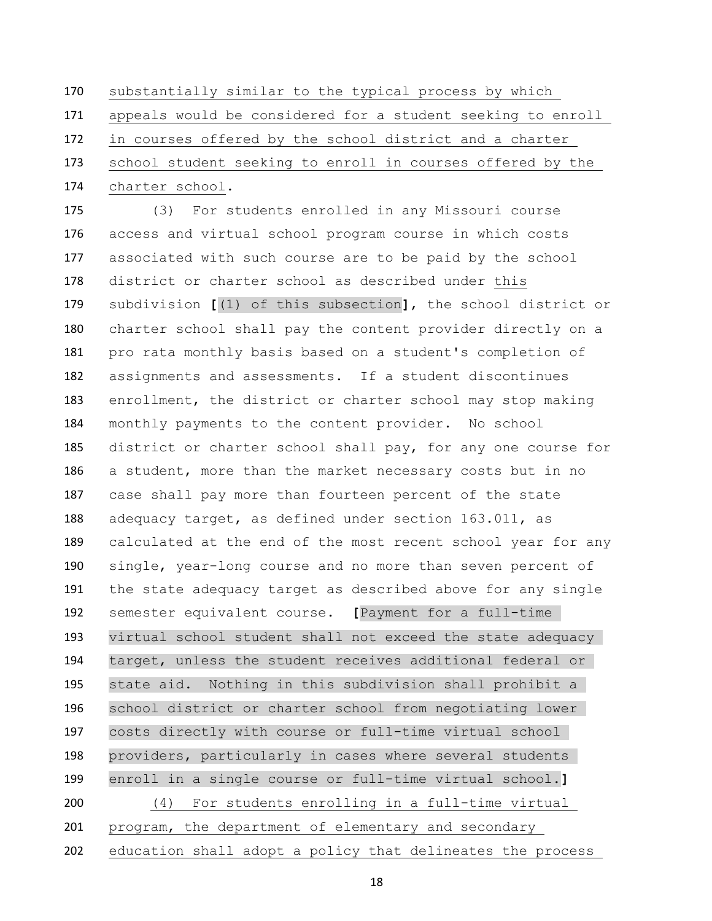substantially similar to the typical process by which appeals would be considered for a student seeking to enroll in courses offered by the school district and a charter school student seeking to enroll in courses offered by the charter school.

(3) For students enrolled in any Missouri course access and virtual school program course in which costs associated with such course are to be paid by the school district or charter school as described under this subdivision **[**(1) of this subsection**]**, the school district or charter school shall pay the content provider directly on a pro rata monthly basis based on a student's completion of assignments and assessments. If a student discontinues enrollment, the district or charter school may stop making monthly payments to the content provider. No school district or charter school shall pay, for any one course for a student, more than the market necessary costs but in no case shall pay more than fourteen percent of the state adequacy target, as defined under section 163.011, as calculated at the end of the most recent school year for any single, year-long course and no more than seven percent of the state adequacy target as described above for any single semester equivalent course. **[**Payment for a full-time virtual school student shall not exceed the state adequacy target, unless the student receives additional federal or state aid. Nothing in this subdivision shall prohibit a school district or charter school from negotiating lower costs directly with course or full-time virtual school providers, particularly in cases where several students enroll in a single course or full-time virtual school.**]**

(4) For students enrolling in a full-time virtual program, the department of elementary and secondary education shall adopt a policy that delineates the process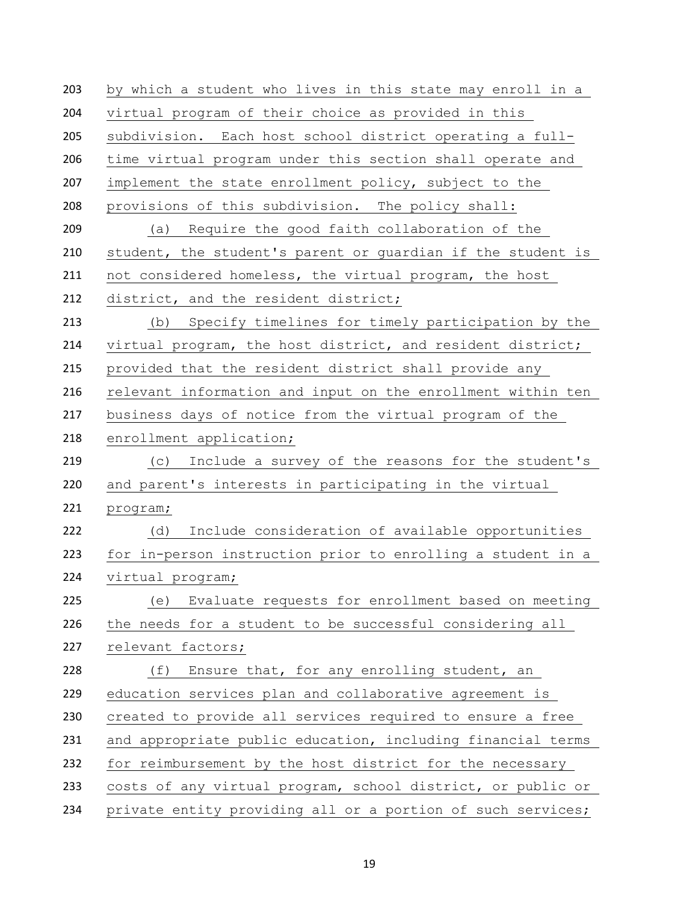by which a student who lives in this state may enroll in a virtual program of their choice as provided in this subdivision. Each host school district operating a full-time virtual program under this section shall operate and implement the state enrollment policy, subject to the provisions of this subdivision. The policy shall:

(a) Require the good faith collaboration of the student, the student's parent or guardian if the student is not considered homeless, the virtual program, the host district, and the resident district;

(b) Specify timelines for timely participation by the virtual program, the host district, and resident district; provided that the resident district shall provide any relevant information and input on the enrollment within ten business days of notice from the virtual program of the enrollment application;

(c) Include a survey of the reasons for the student's and parent's interests in participating in the virtual program;

(d) Include consideration of available opportunities for in-person instruction prior to enrolling a student in a virtual program;

(e) Evaluate requests for enrollment based on meeting the needs for a student to be successful considering all relevant factors;

(f) Ensure that, for any enrolling student, an education services plan and collaborative agreement is created to provide all services required to ensure a free and appropriate public education, including financial terms for reimbursement by the host district for the necessary costs of any virtual program, school district, or public or private entity providing all or a portion of such services;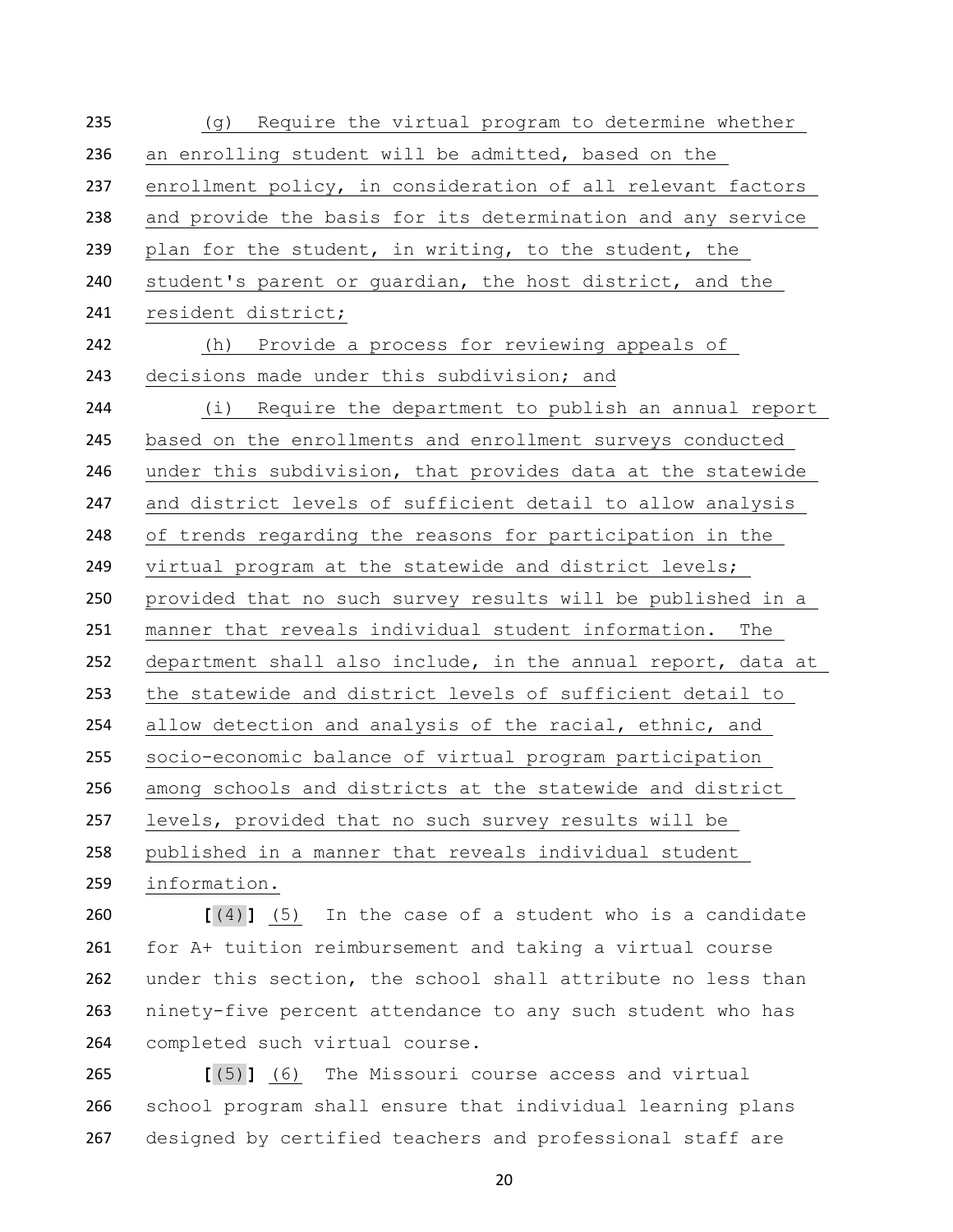235 (g) Require the virtual program to determine whether
236 an enrolling student will be admitted, based on the
237 enrollment policy, in consideration of all relevant factors
238 and provide the basis for its determination and any service
239 plan for the student, in writing, to the student, the
240 student's parent or guardian, the host district, and the
241 resident district;

242 (h) Provide a process for reviewing appeals of
243 decisions made under this subdivision; and

244 (i) Require the department to publish an annual report
245 based on the enrollments and enrollment surveys conducted
246 under this subdivision, that provides data at the statewide
247 and district levels of sufficient detail to allow analysis
248 of trends regarding the reasons for participation in the
249 virtual program at the statewide and district levels;
250 provided that no such survey results will be published in a
251 manner that reveals individual student information. The
252 department shall also include, in the annual report, data at
253 the statewide and district levels of sufficient detail to
254 allow detection and analysis of the racial, ethnic, and
255 socio-economic balance of virtual program participation
256 among schools and districts at the statewide and district
257 levels, provided that no such survey results will be
258 published in a manner that reveals individual student
259 information.

260 **[**(4)**]** (5) In the case of a student who is a candidate
261 for A+ tuition reimbursement and taking a virtual course
262 under this section, the school shall attribute no less than
263 ninety-five percent attendance to any such student who has
264 completed such virtual course.

265 **[**(5)**]** (6) The Missouri course access and virtual
266 school program shall ensure that individual learning plans
267 designed by certified teachers and professional staff are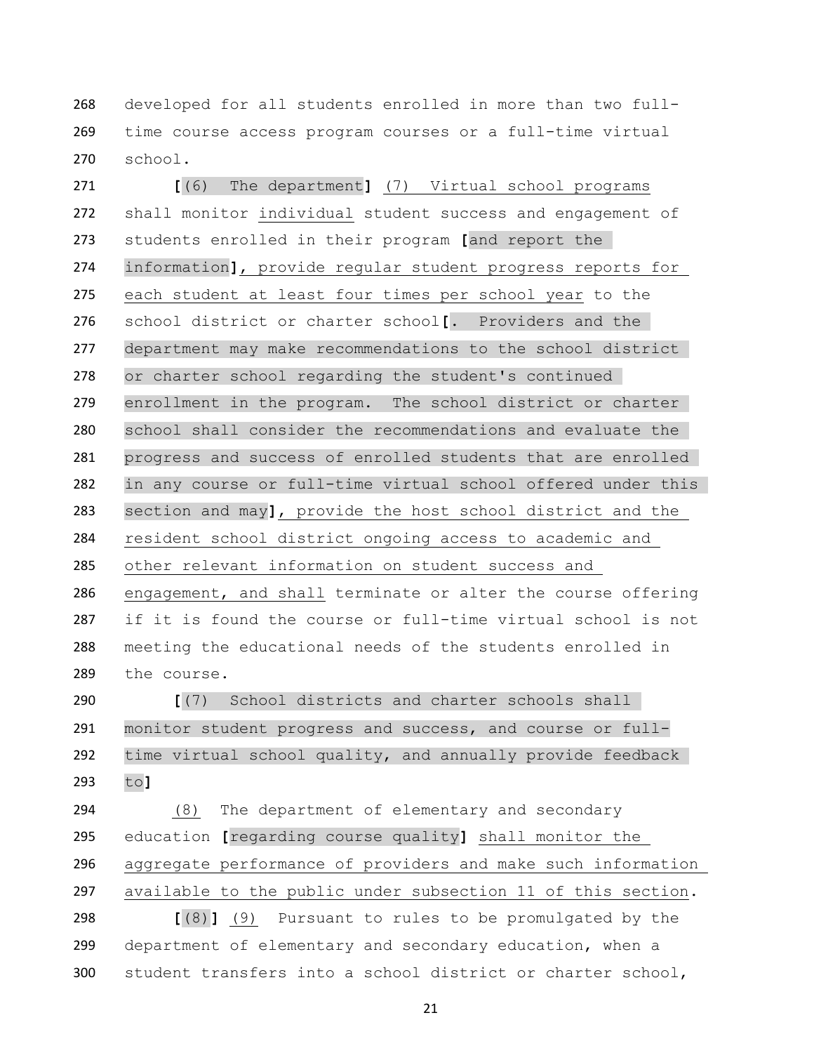developed for all students enrolled in more than two full-time course access program courses or a full-time virtual school.

**[**(6) The department**]** (7) Virtual school programs shall monitor individual student success and engagement of students enrolled in their program **[**and report the information**]**, provide regular student progress reports for each student at least four times per school year to the school district or charter school**[**. Providers and the department may make recommendations to the school district or charter school regarding the student's continued enrollment in the program. The school district or charter school shall consider the recommendations and evaluate the progress and success of enrolled students that are enrolled in any course or full-time virtual school offered under this section and may**]**, provide the host school district and the resident school district ongoing access to academic and other relevant information on student success and engagement, and shall terminate or alter the course offering if it is found the course or full-time virtual school is not meeting the educational needs of the students enrolled in the course.

**[**(7) School districts and charter schools shall monitor student progress and success, and course or full-time virtual school quality, and annually provide feedback to**]**

(8) The department of elementary and secondary education **[**regarding course quality**]** shall monitor the aggregate performance of providers and make such information available to the public under subsection 11 of this section.

**[**(8)**]** (9) Pursuant to rules to be promulgated by the department of elementary and secondary education, when a student transfers into a school district or charter school,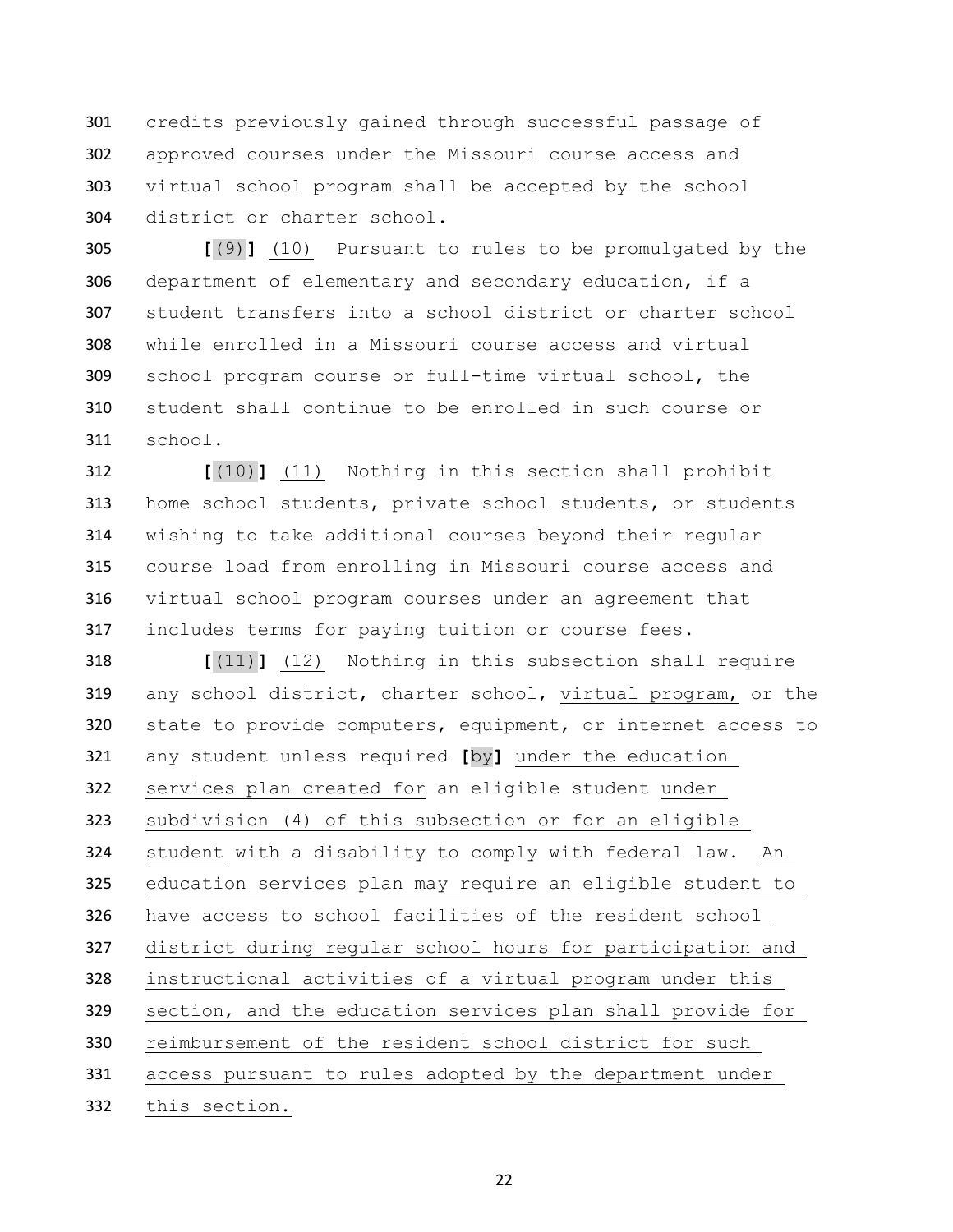credits previously gained through successful passage of approved courses under the Missouri course access and virtual school program shall be accepted by the school district or charter school.

[(9)] (10) Pursuant to rules to be promulgated by the department of elementary and secondary education, if a student transfers into a school district or charter school while enrolled in a Missouri course access and virtual school program course or full-time virtual school, the student shall continue to be enrolled in such course or school.

[(10)] (11) Nothing in this section shall prohibit home school students, private school students, or students wishing to take additional courses beyond their regular course load from enrolling in Missouri course access and virtual school program courses under an agreement that includes terms for paying tuition or course fees.

[(11)] (12) Nothing in this subsection shall require any school district, charter school, virtual program, or the state to provide computers, equipment, or internet access to any student unless required [by] under the education services plan created for an eligible student under subdivision (4) of this subsection or for an eligible student with a disability to comply with federal law. An education services plan may require an eligible student to have access to school facilities of the resident school district during regular school hours for participation and instructional activities of a virtual program under this section, and the education services plan shall provide for reimbursement of the resident school district for such access pursuant to rules adopted by the department under this section.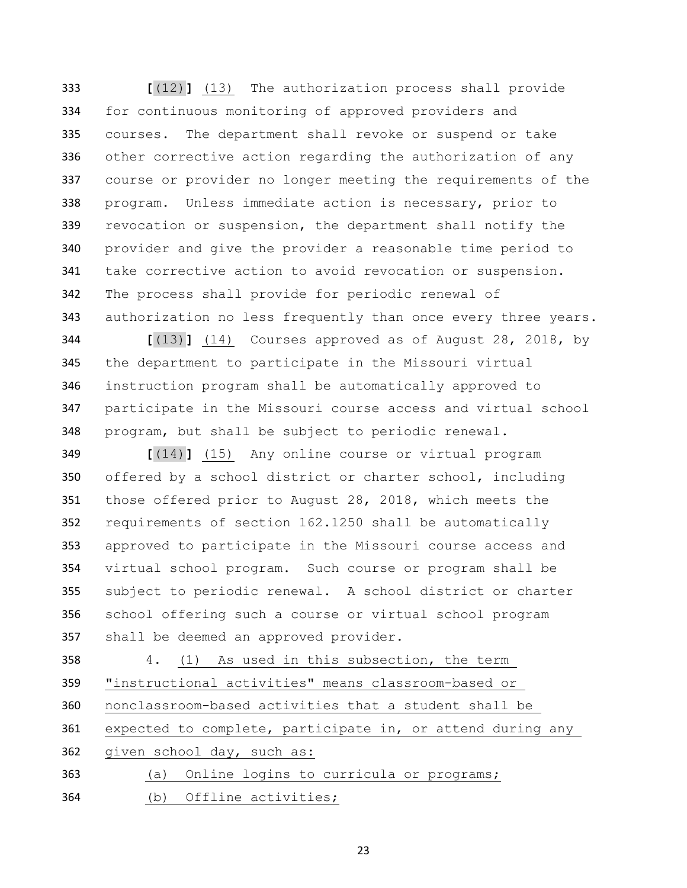333 **[**(12)**]** (13) The authorization process shall provide
334 for continuous monitoring of approved providers and
335 courses. The department shall revoke or suspend or take
336 other corrective action regarding the authorization of any
337 course or provider no longer meeting the requirements of the
338 program. Unless immediate action is necessary, prior to
339 revocation or suspension, the department shall notify the
340 provider and give the provider a reasonable time period to
341 take corrective action to avoid revocation or suspension.
342 The process shall provide for periodic renewal of
343 authorization no less frequently than once every three years.

344 **[**(13)**]** (14) Courses approved as of August 28, 2018, by
345 the department to participate in the Missouri virtual
346 instruction program shall be automatically approved to
347 participate in the Missouri course access and virtual school
348 program, but shall be subject to periodic renewal.

349 **[**(14)**]** (15) Any online course or virtual program
350 offered by a school district or charter school, including
351 those offered prior to August 28, 2018, which meets the
352 requirements of section 162.1250 shall be automatically
353 approved to participate in the Missouri course access and
354 virtual school program. Such course or program shall be
355 subject to periodic renewal. A school district or charter
356 school offering such a course or virtual school program
357 shall be deemed an approved provider.

358 4. <u>(1) As used in this subsection, the term</u>
359 <u>"instructional activities" means classroom-based or</u>
360 <u>nonclassroom-based activities that a student shall be</u>
361 <u>expected to complete, participate in, or attend during any</u>
362 <u>given school day, such as:</u>

363 <u>(a) Online logins to curricula or programs;</u>

364 <u>(b) Offline activities;</u>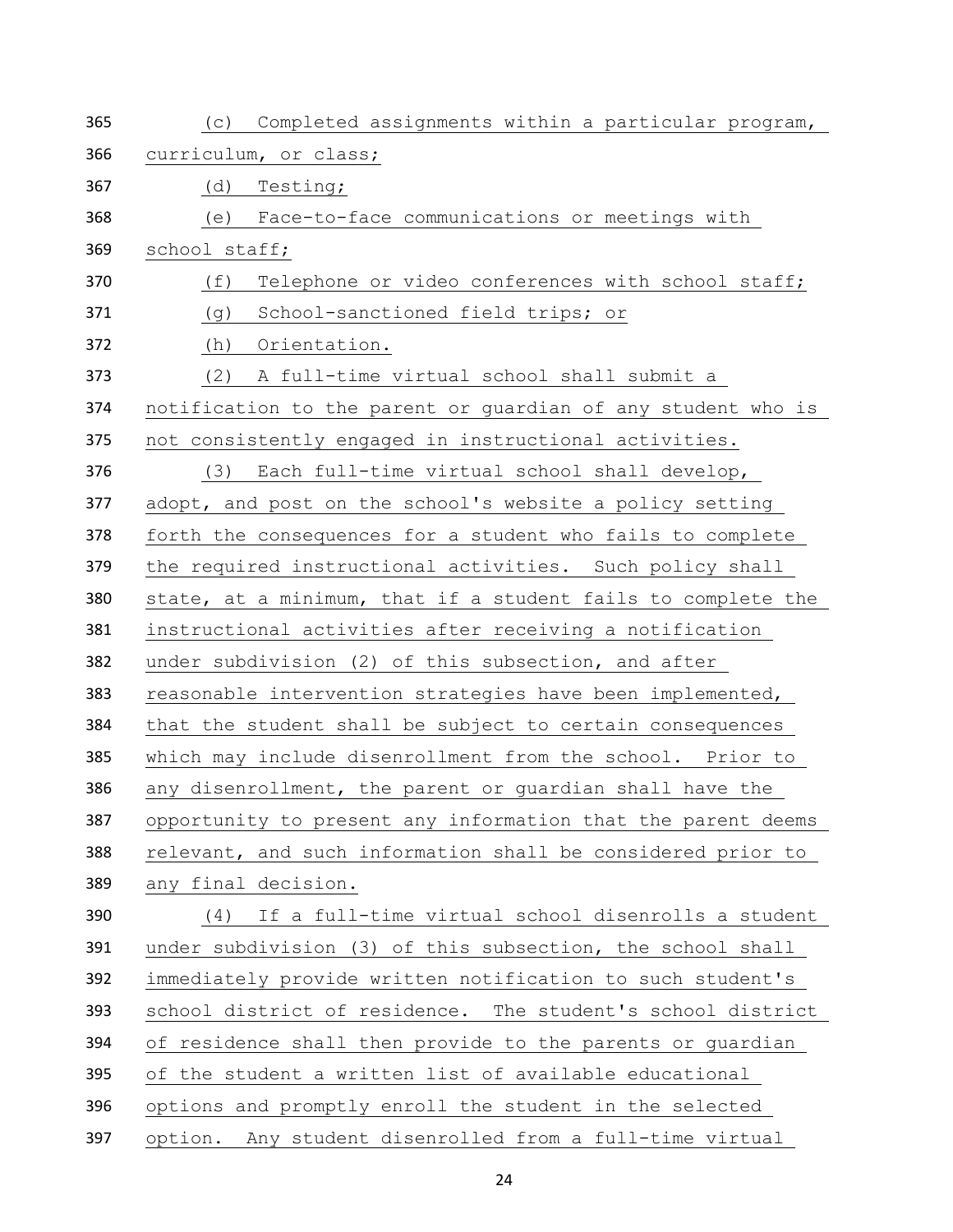(c) Completed assignments within a particular program, curriculum, or class;

(d) Testing;

(e) Face-to-face communications or meetings with school staff;

(f) Telephone or video conferences with school staff;

(g) School-sanctioned field trips; or

(h) Orientation.

(2) A full-time virtual school shall submit a notification to the parent or guardian of any student who is not consistently engaged in instructional activities.

(3) Each full-time virtual school shall develop, adopt, and post on the school's website a policy setting forth the consequences for a student who fails to complete the required instructional activities. Such policy shall state, at a minimum, that if a student fails to complete the instructional activities after receiving a notification under subdivision (2) of this subsection, and after reasonable intervention strategies have been implemented, that the student shall be subject to certain consequences which may include disenrollment from the school. Prior to any disenrollment, the parent or guardian shall have the opportunity to present any information that the parent deems relevant, and such information shall be considered prior to any final decision.

(4) If a full-time virtual school disenrolls a student under subdivision (3) of this subsection, the school shall immediately provide written notification to such student's school district of residence. The student's school district of residence shall then provide to the parents or guardian of the student a written list of available educational options and promptly enroll the student in the selected option. Any student disenrolled from a full-time virtual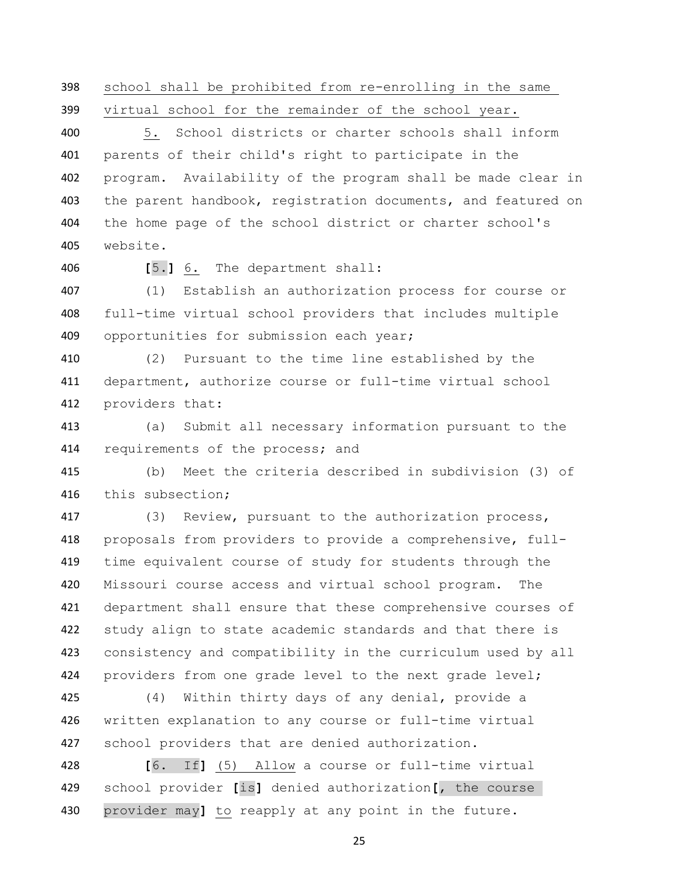398 school shall be prohibited from re-enrolling in the same
399 virtual school for the remainder of the school year.

400 5. School districts or charter schools shall inform
401 parents of their child's right to participate in the
402 program. Availability of the program shall be made clear in
403 the parent handbook, registration documents, and featured on
404 the home page of the school district or charter school's
405 website.

406 [5.] 6. The department shall:

407 (1) Establish an authorization process for course or
408 full-time virtual school providers that includes multiple
409 opportunities for submission each year;

410 (2) Pursuant to the time line established by the
411 department, authorize course or full-time virtual school
412 providers that:

413 (a) Submit all necessary information pursuant to the
414 requirements of the process; and

415 (b) Meet the criteria described in subdivision (3) of
416 this subsection;

417 (3) Review, pursuant to the authorization process,
418 proposals from providers to provide a comprehensive, full-
419 time equivalent course of study for students through the
420 Missouri course access and virtual school program. The
421 department shall ensure that these comprehensive courses of
422 study align to state academic standards and that there is
423 consistency and compatibility in the curriculum used by all
424 providers from one grade level to the next grade level;

425 (4) Within thirty days of any denial, provide a
426 written explanation to any course or full-time virtual
427 school providers that are denied authorization.

428 [6. If] (5) Allow a course or full-time virtual
429 school provider [is] denied authorization[, the course
430 provider may] to reapply at any point in the future.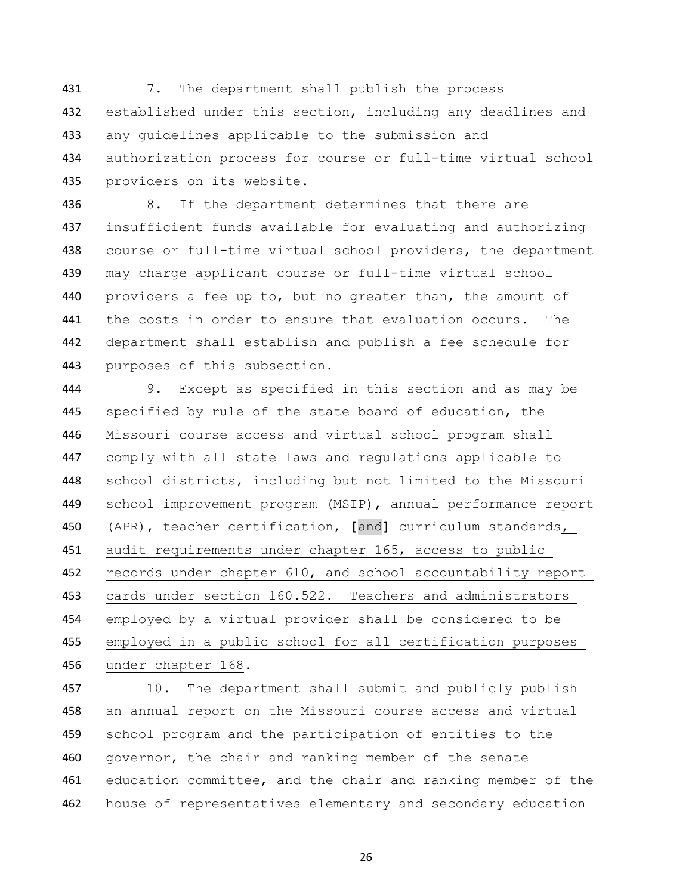7. The department shall publish the process established under this section, including any deadlines and any guidelines applicable to the submission and authorization process for course or full-time virtual school providers on its website.

8. If the department determines that there are insufficient funds available for evaluating and authorizing course or full-time virtual school providers, the department may charge applicant course or full-time virtual school providers a fee up to, but no greater than, the amount of the costs in order to ensure that evaluation occurs. The department shall establish and publish a fee schedule for purposes of this subsection.

9. Except as specified in this section and as may be specified by rule of the state board of education, the Missouri course access and virtual school program shall comply with all state laws and regulations applicable to school districts, including but not limited to the Missouri school improvement program (MSIP), annual performance report (APR), teacher certification, [and] curriculum standards, audit requirements under chapter 165, access to public records under chapter 610, and school accountability report cards under section 160.522. Teachers and administrators employed by a virtual provider shall be considered to be employed in a public school for all certification purposes under chapter 168.

10. The department shall submit and publicly publish an annual report on the Missouri course access and virtual school program and the participation of entities to the governor, the chair and ranking member of the senate education committee, and the chair and ranking member of the house of representatives elementary and secondary education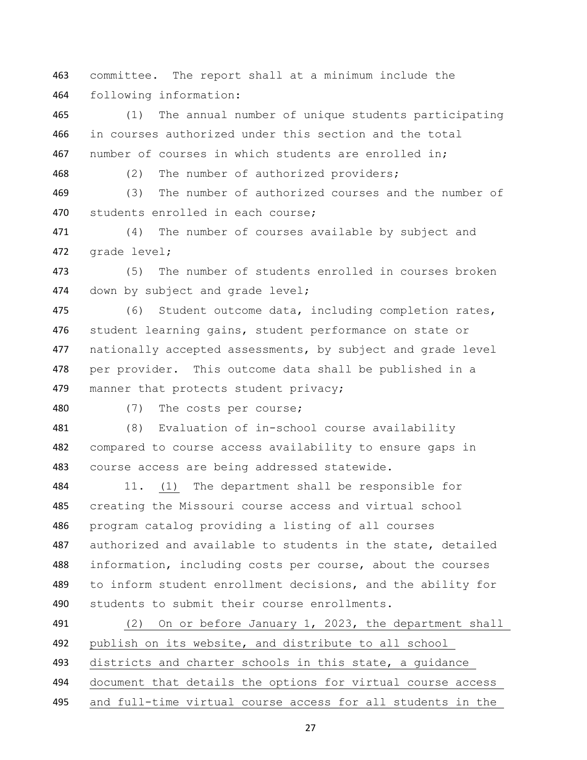committee. The report shall at a minimum include the following information:

(1) The annual number of unique students participating in courses authorized under this section and the total number of courses in which students are enrolled in;

(2) The number of authorized providers;

(3) The number of authorized courses and the number of students enrolled in each course;

(4) The number of courses available by subject and grade level;

(5) The number of students enrolled in courses broken down by subject and grade level;

(6) Student outcome data, including completion rates, student learning gains, student performance on state or nationally accepted assessments, by subject and grade level per provider. This outcome data shall be published in a manner that protects student privacy;

(7) The costs per course;

(8) Evaluation of in-school course availability compared to course access availability to ensure gaps in course access are being addressed statewide.

11. <u>(1)</u> The department shall be responsible for creating the Missouri course access and virtual school program catalog providing a listing of all courses authorized and available to students in the state, detailed information, including costs per course, about the courses to inform student enrollment decisions, and the ability for students to submit their course enrollments.

<u>(2) On or before January 1, 2023, the department shall publish on its website, and distribute to all school districts and charter schools in this state, a guidance document that details the options for virtual course access and full-time virtual course access for all students in the</u>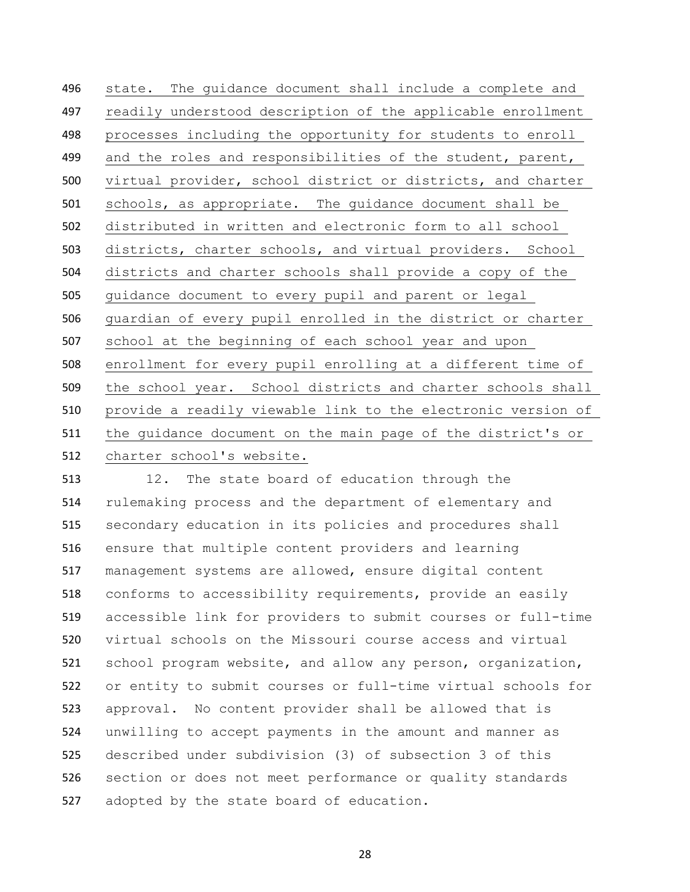state. The guidance document shall include a complete and readily understood description of the applicable enrollment processes including the opportunity for students to enroll and the roles and responsibilities of the student, parent, virtual provider, school district or districts, and charter schools, as appropriate. The guidance document shall be distributed in written and electronic form to all school districts, charter schools, and virtual providers. School districts and charter schools shall provide a copy of the guidance document to every pupil and parent or legal guardian of every pupil enrolled in the district or charter school at the beginning of each school year and upon enrollment for every pupil enrolling at a different time of the school year. School districts and charter schools shall provide a readily viewable link to the electronic version of the guidance document on the main page of the district's or charter school's website.

12. The state board of education through the rulemaking process and the department of elementary and secondary education in its policies and procedures shall ensure that multiple content providers and learning management systems are allowed, ensure digital content conforms to accessibility requirements, provide an easily accessible link for providers to submit courses or full-time virtual schools on the Missouri course access and virtual school program website, and allow any person, organization, or entity to submit courses or full-time virtual schools for approval. No content provider shall be allowed that is unwilling to accept payments in the amount and manner as described under subdivision (3) of subsection 3 of this section or does not meet performance or quality standards adopted by the state board of education.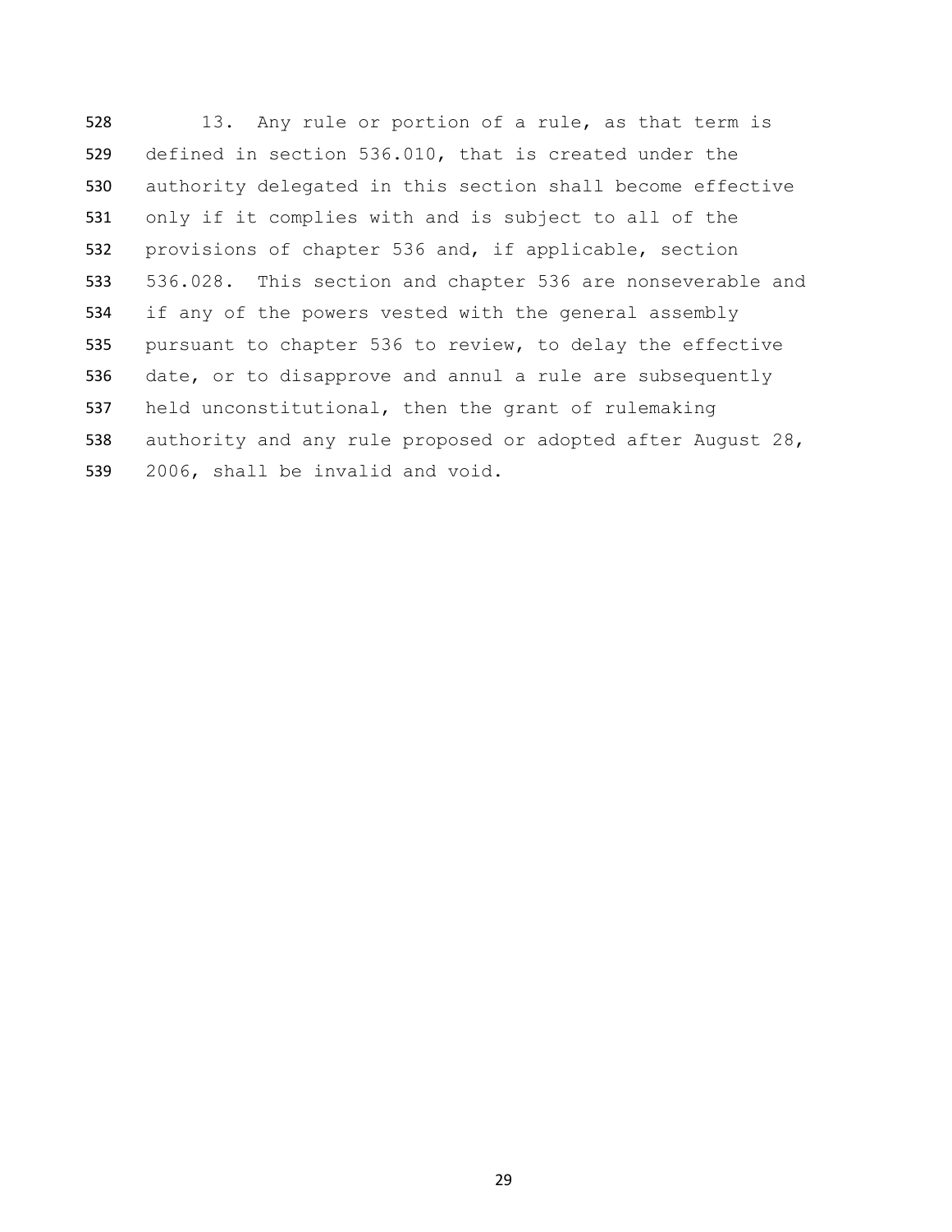13. Any rule or portion of a rule, as that term is defined in section 536.010, that is created under the authority delegated in this section shall become effective only if it complies with and is subject to all of the provisions of chapter 536 and, if applicable, section 536.028. This section and chapter 536 are nonseverable and if any of the powers vested with the general assembly pursuant to chapter 536 to review, to delay the effective date, or to disapprove and annul a rule are subsequently held unconstitutional, then the grant of rulemaking authority and any rule proposed or adopted after August 28, 2006, shall be invalid and void.